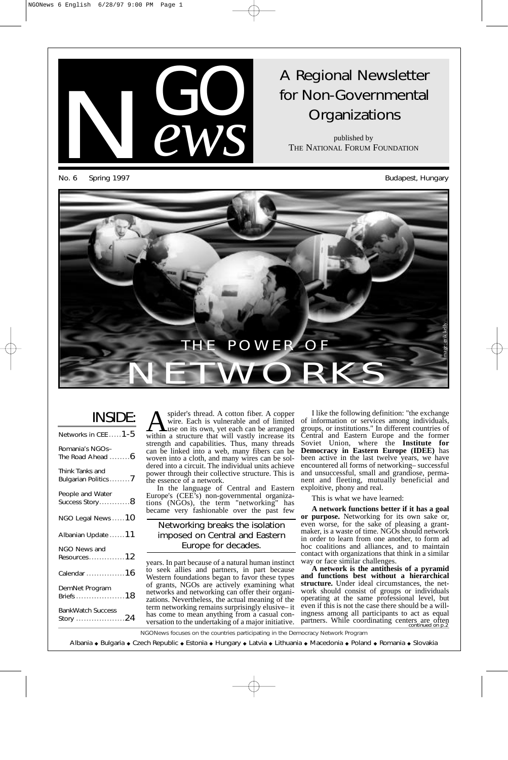# NGO *News*

## A Regional Newsletter for Non-Governmental Organizations

published by THE NATIONAL FORUM FOUNDATION

No. 6 Spring 1997 Budapest, Hungary

# THE POWER OF NETWORKS

image: erik kelly

## INSIDE:

- Networks in CEE .....1-5
- Romania's NGOs– The Road Ahead ........6
- Think Tanks and Bulgarian Politics ........7
- People and Water Success Story ............8
- NGO Legal News .....10
- Albanian Update ......11
- NGO News and Resources ..............12
- Calendar ...............16
- DemNet Program Briefs ...................18
- BankWatch Success Story ...................24

A spider's thread. A cotton fiber. A copper wire. Each is vulnerable and of limited use on its own, yet each can be arranged within a structure that will vastly increase its strength and capabilities. Thus, many threads can be linked into a web, many fibers can be woven into a cloth, and many wires can be soldered into a circuit. The individual units achieve power through their collective structure. This is the essence of a network.

In the language of Central and Eastern Europe's (CEE's) non-governmental organizations (NGOs), the term "networking" has became very fashionable over the past few years. In part because of a natural human instinct to seek allies and partners, in part because Western foundations began to favor these types of grants, NGOs are actively examining what networks and networking can offer their organizations. Nevertheless, the actual meaning of the term networking remains surprisingly elusive– it has come to mean anything from a casual conversation to the undertaking of a major initiative.

> Networking breaks the isolation imposed on Central and Eastern Europe for decades.

I like the following definition: "the exchange of information or services among individuals, groups, or institutions." In different countries of Central and Eastern Europe and the former Soviet Union, where the **Institute for Democracy in Eastern Europe (IDEE)** has been active in the last twelve years, we have encountered all forms of networking– successful and unsuccessful, small and grandiose, permanent and fleeting, mutually beneficial and exploitive, phony and real.

This is what we have learned:

**A network functions better if it has a goal or purpose.** Networking for its own sake or, even worse, for the sake of pleasing a grantmaker, is a waste of time. NGOs should network in order to learn from one another, to form ad hoc coalitions and alliances, and to maintain contact with organizations that think in a similar way or face similar challenges.

**A network is the antithesis of a pyramid and functions best without a hierarchical structure.** Under ideal circumstances, the network should consist of groups or individuals operating at the same professional level, but even if this is not the case there should be a willingness among all participants to act as equal partners. While coordinating centers are often

*continued on p.2*

NGONews focuses on the countries participating in the Democracy Network Program

Albania ◆ Bulgaria ◆ Czech Republic ◆ Estonia ◆ Hungary ◆ Latvia ◆ Lithuania ◆ Macedonia ◆ Poland ◆ Romania ◆ Slovakia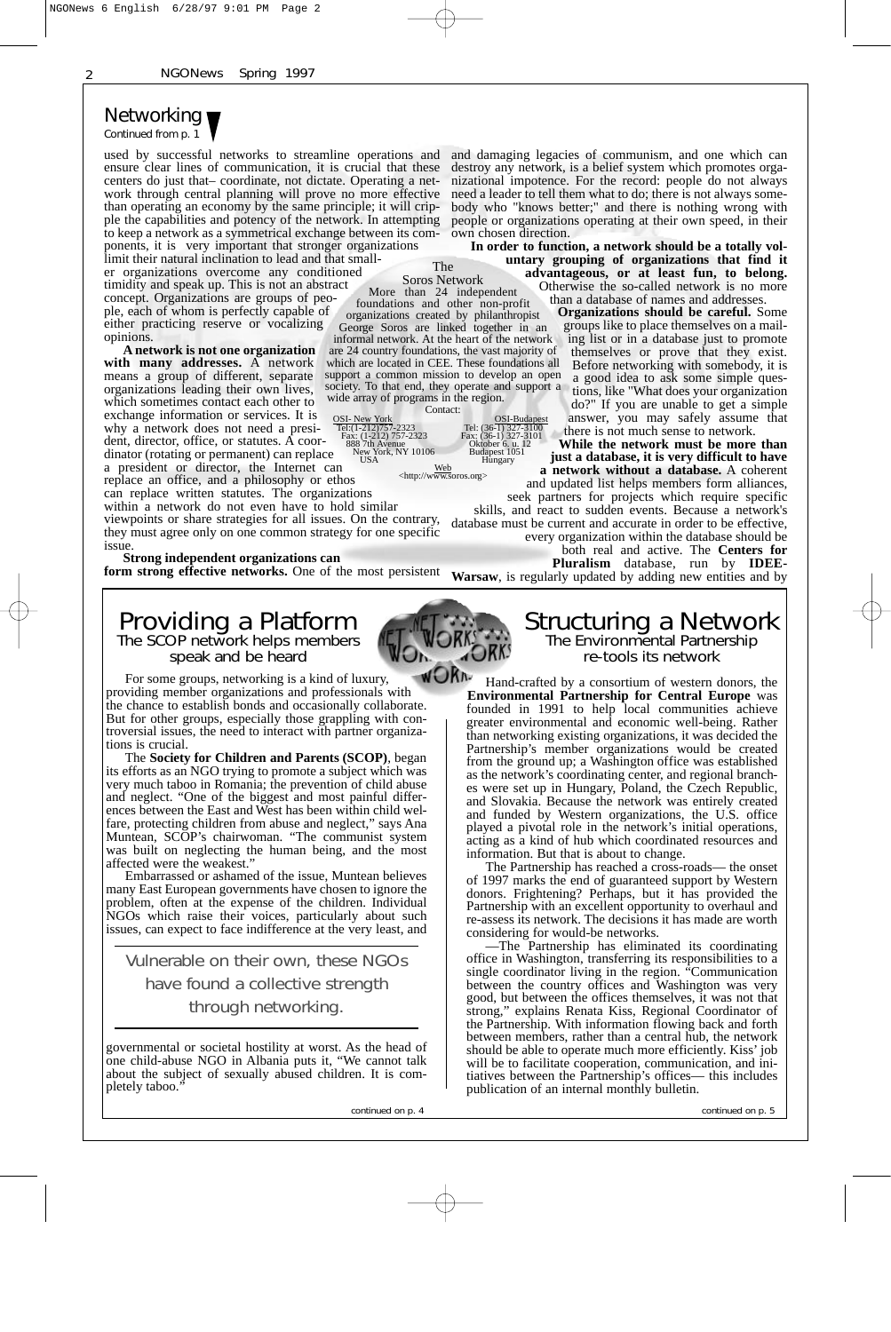## Networking

*Continued from p. 1*

used by successful networks to streamline operations and ensure clear lines of communication, it is crucial that these centers do just that– coordinate, not dictate. Operating a network through central planning will prove no more effective than operating an economy by the same principle; it will cripple the capabilities and potency of the network. In attempting to keep a network as a symmetrical exchange between its components, it is very important that stronger organizations limit their natural inclination to lead and that smaller organizations overcome any conditioned timidity and speak up. This is not an abstract concept. Organizations are groups of people, each of whom is perfectly capable of either practicing reserve or vocalizing opinions.

**A network is not one organization with many addresses.** A network means a group of different, separate organizations leading their own lives, which sometimes contact each other to exchange information or services. It is why a network does not need a president, director, office, or statutes. A coordinator (rotating or permanent) can replace a president or director, the Internet can replace an office, and a philosophy or ethos can replace written statutes. The organizations within a network do not even have to hold similar viewpoints or share strategies for all issues. On the contrary, they must agree only on one common strategy for one specific issue.

**Strong independent organizations can form strong effective networks.** One of the most persistent and damaging legacies of communism, and one which can destroy any network, is a belief system which promotes organizational impotence. For the record: people do not always need a leader to tell them what to do; there is not always somebody who "knows better;" and there is nothing wrong with people or organizations operating at their own speed, in their own chosen direction.

**In order to function, a network should be a totally voluntary grouping of organizations that find it advantageous, or at least fun, to belong.** Otherwise the so-called network is no more than a database of names and addresses.

**Organizations should be careful.** Some groups like to place themselves on a mailing list or in a database just to promote themselves or prove that they exist. Before networking with somebody, it is a good idea to ask some simple questions, like "What does your organization do?" If you are unable to get a simple answer, you may safely assume that there is not much sense to network.

**While the network must be more than just a database, it is very difficult to have a network without a database.** A coherent and updated list helps members form alliances, seek partners for projects which require specific skills, and react to sudden events. Because a network's database must be current and accurate in order to be effective, every organization within the database should be both real and active. The **Centers for Pluralism** database, run by **IDEE-Warsaw**, is regularly updated by adding new entities and by

### The Soros Network

More than 24 independent foundations and other non-profit organizations created by philanthropist George Soros are linked together in an informal network. At the heart of the network are 24 country foundations, the vast majority of which are located in CEE. These foundations all support a common mission to develop an open society. To that end, they operate and support a wide array of programs in the region.

Contact:

OSI- New York
Tel:(1-212)757-2323
Fax: (1-212) 757-2323
888 7th Avenue
New York, NY 10106
USA

OSI-Budapest
Tel: (36-1) 327-3100
Fax: (36-1) 327-3101
Oktober 6. u. 12
Budapest 1051
Hungary

Web
<http://www.soros.org>

## Providing a Platform

### The SCOP network helps members speak and be heard

For some groups, networking is a kind of luxury, providing member organizations and professionals with the chance to establish bonds and occasionally collaborate. But for other groups, especially those grappling with controversial issues, the need to interact with partner organizations is crucial.

The **Society for Children and Parents (SCOP)**, began its efforts as an NGO trying to promote a subject which was very much taboo in Romania; the prevention of child abuse and neglect. "One of the biggest and most painful differences between the East and West has been within child welfare, protecting children from abuse and neglect," says Ana Muntean, SCOP's chairwoman. "The communist system was built on neglecting the human being, and the most affected were the weakest."

Embarrassed or ashamed of the issue, Muntean believes many East European governments have chosen to ignore the problem, often at the expense of the children. Individual NGOs which raise their voices, particularly about such issues, can expect to face indifference at the very least, and governmental or societal hostility at worst. As the head of one child-abuse NGO in Albania puts it, "We cannot talk about the subject of sexually abused children. It is completely taboo."

> Vulnerable on their own, these NGOs have found a collective strength through networking.

*continued on p. 4*

## Structuring a Network

### The Environmental Partnership re-tools its network

Hand-crafted by a consortium of western donors, the **Environmental Partnership for Central Europe** was founded in 1991 to help local communities achieve greater environmental and economic well-being. Rather than networking existing organizations, it was decided the Partnership's member organizations would be created from the ground up; a Washington office was established as the network's coordinating center, and regional branches were set up in Hungary, Poland, the Czech Republic, and Slovakia. Because the network was entirely created and funded by Western organizations, the U.S. office played a pivotal role in the network's initial operations, acting as a kind of hub which coordinated resources and information. But that is about to change.

The Partnership has reached a cross-roads— the onset of 1997 marks the end of guaranteed support by Western donors. Frightening? Perhaps, but it has provided the Partnership with an excellent opportunity to overhaul and re-assess its network. The decisions it has made are worth considering for would-be networks.

—The Partnership has eliminated its coordinating office in Washington, transferring its responsibilities to a single coordinator living in the region. "Communication between the country offices and Washington was very good, but between the offices themselves, it was not that strong," explains Renata Kiss, Regional Coordinator of the Partnership. With information flowing back and forth between members, rather than a central hub, the network should be able to operate much more efficiently. Kiss' job will be to facilitate cooperation, communication, and initiatives between the Partnership's offices— this includes publication of an internal monthly bulletin.

*continued on p. 5*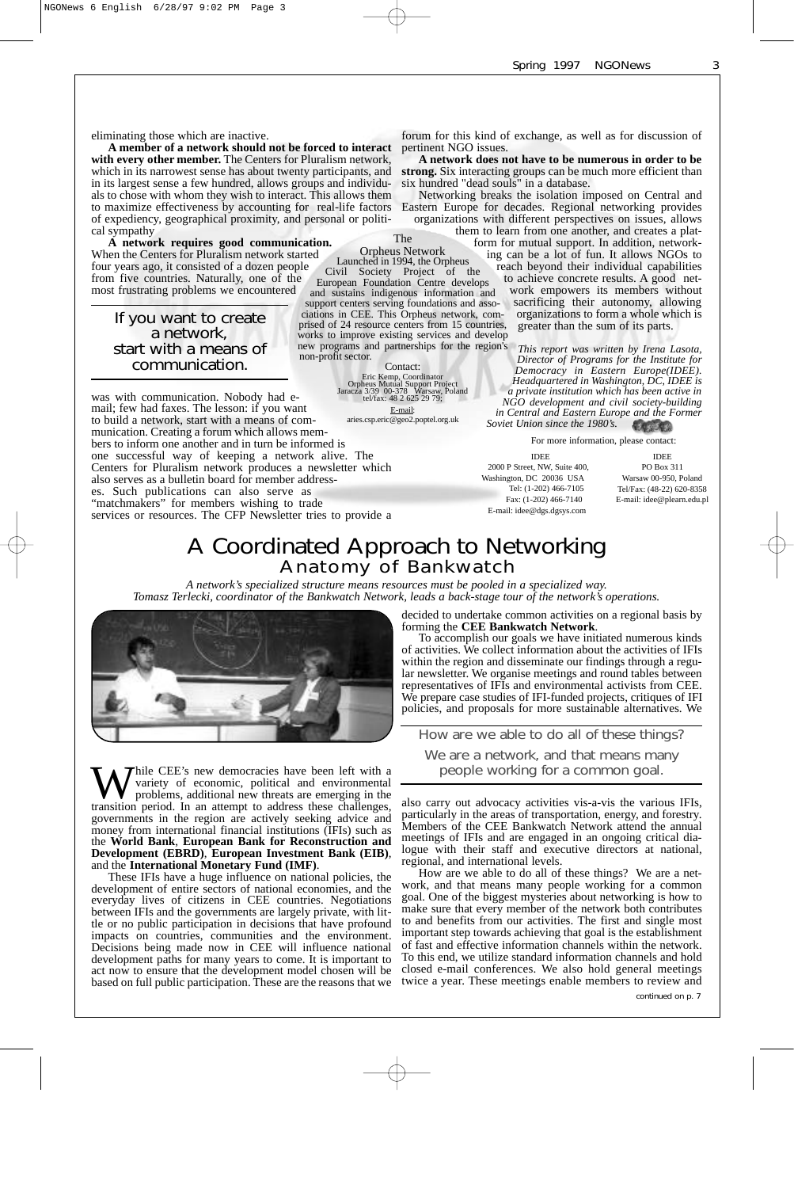eliminating those which are inactive.

**A member of a network should not be forced to interact with every other member.** The Centers for Pluralism network, which in its narrowest sense has about twenty participants, and in its largest sense a few hundred, allows groups and individuals to chose with whom they wish to interact. This allows them to maximize effectiveness by accounting for real-life factors of expediency, geographical proximity, and personal or political sympathy

**A network requires good communication.** When the Centers for Pluralism network started four years ago, it consisted of a dozen people from five countries. Naturally, one of the most frustrating problems we encountered was with communication. Nobody had e-mail; few had faxes. The lesson: if you want to build a network, start with a means of communication. Creating a forum which allows members to inform one another and in turn be informed is one successful way of keeping a network alive. The Centers for Pluralism network produces a newsletter which also serves as a bulletin board for member addresses. Such publications can also serve as "matchmakers" for members wishing to trade services or resources. The CFP Newsletter tries to provide a forum for this kind of exchange, as well as for discussion of pertinent NGO issues.

> If you want to create a network, start with a means of communication.

**A network does not have to be numerous in order to be strong.** Six interacting groups can be much more efficient than six hundred "dead souls" in a database.

Networking breaks the isolation imposed on Central and Eastern Europe for decades. Regional networking provides organizations with different perspectives on issues, allows them to learn from one another, and creates a platform for mutual support. In addition, networking can be a lot of fun. It allows NGOs to reach beyond their individual capabilities to achieve concrete results. A good network empowers its members without sacrificing their autonomy, allowing organizations to form a whole which is greater than the sum of its parts.

*This report was written by Irena Lasota, Director of Programs for the Institute for Democracy in Eastern Europe(IDEE). Headquartered in Washington, DC, IDEE is a private institution which has been active in NGO development and civil society-building in Central and Eastern Europe and the Former Soviet Union since the 1980's.*

For more information, please contact:

IDEE
2000 P Street, NW, Suite 400,
Washington, DC 20036 USA
Tel: (1-202) 466-7105
Fax: (1-202) 466-7140
E-mail: idee@dgs.dgsys.com

IDEE
PO Box 311
Warsaw 00-950, Poland
Tel/Fax: (48-22) 620-8358
E-mail: idee@plearn.edu.pl

**The Orpheus Network**

Launched in 1994, the Orpheus Civil Society Project of the European Foundation Centre develops and sustains indigenous information and support centers serving foundations and associations in CEE. This Orpheus network, comprised of 24 resource centers from 15 countries, works to improve existing services and develop new programs and partnerships for the region's non-profit sector.

Contact:
Eric Kemp, Coordinator
Orpheus Mutual Support Project
Jaracza 3/39 00-378 Warsaw, Poland
tel/fax: 48 2 625 29 79;
E-mail:
aries.csp.eric@geo2.poptel.org.uk

# A Coordinated Approach to Networking
## Anatomy of Bankwatch

*A network's specialized structure means resources must be pooled in a specialized way. Tomasz Terlecki, coordinator of the Bankwatch Network, leads a back-stage tour of the network's operations.*

While CEE's new democracies have been left with a variety of economic, political and environmental problems, additional new threats are emerging in the transition period. In an attempt to address these challenges, governments in the region are actively seeking advice and money from international financial institutions (IFIs) such as the **World Bank**, **European Bank for Reconstruction and Development (EBRD)**, **European Investment Bank (EIB)**, and the **International Monetary Fund (IMF)**.

These IFIs have a huge influence on national policies, the development of entire sectors of national economies, and the everyday lives of citizens in CEE countries. Negotiations between IFIs and the governments are largely private, with little or no public participation in decisions that have profound impacts on countries, communities and the environment. Decisions being made now in CEE will influence national development paths for many years to come. It is important to act now to ensure that the development model chosen will be based on full public participation. These are the reasons that we decided to undertake common activities on a regional basis by forming the **CEE Bankwatch Network**.

To accomplish our goals we have initiated numerous kinds of activities. We collect information about the activities of IFIs within the region and disseminate our findings through a regular newsletter. We organise meetings and round tables between representatives of IFIs and environmental activists from CEE. We prepare case studies of IFI-funded projects, critiques of IFI policies, and proposals for more sustainable alternatives. We also carry out advocacy activities vis-a-vis the various IFIs, particularly in the areas of transportation, energy, and forestry. Members of the CEE Bankwatch Network attend the annual meetings of IFIs and are engaged in an ongoing critical dialogue with their staff and executive directors at national, regional, and international levels.

> How are we able to do all of these things?
> We are a network, and that means many people working for a common goal.

How are we able to do all of these things? We are a network, and that means many people working for a common goal. One of the biggest mysteries about networking is how to make sure that every member of the network both contributes to and benefits from our activities. The first and single most important step towards achieving that goal is the establishment of fast and effective information channels within the network. To this end, we utilize standard information channels and hold closed e-mail conferences. We also hold general meetings twice a year. These meetings enable members to review and

*continued on p. 7*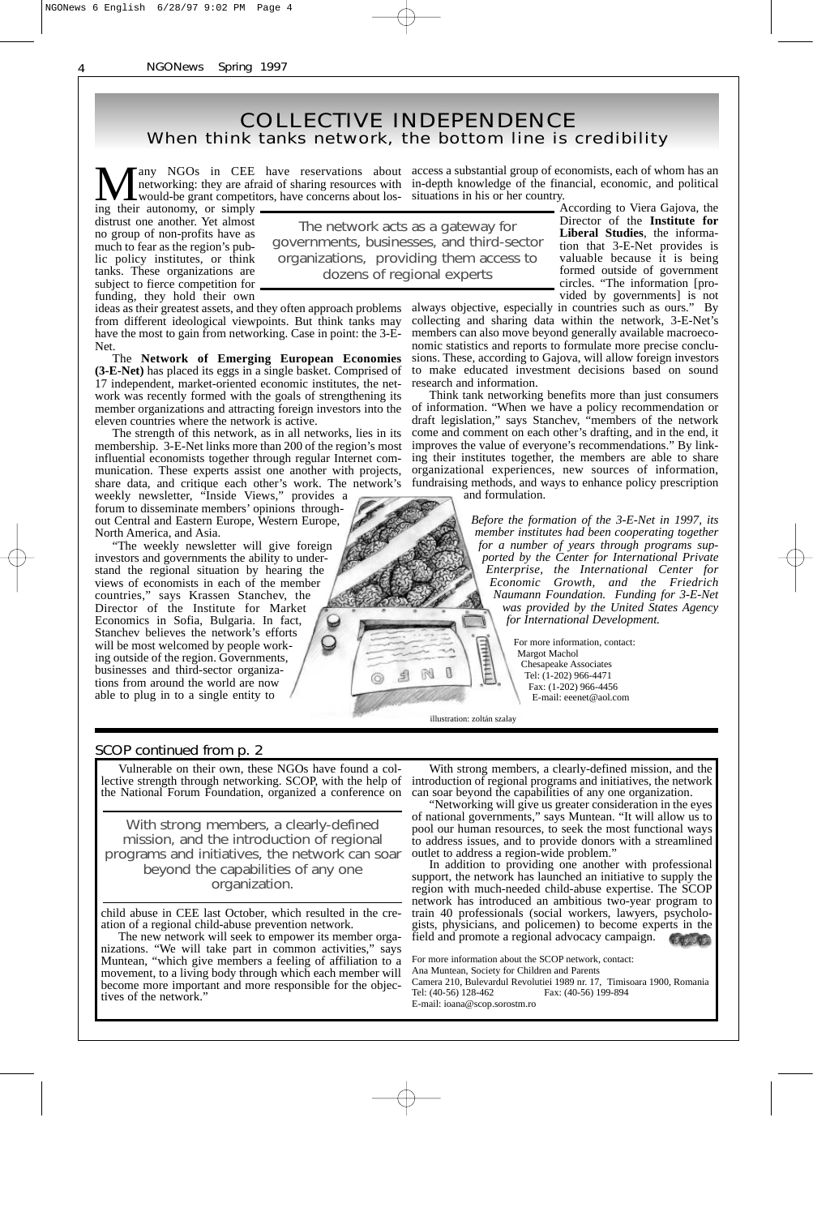# COLLECTIVE INDEPENDENCE

## When think tanks network, the bottom line is credibility

Many NGOs in CEE have reservations about networking: they are afraid of sharing resources with would-be grant competitors, have concerns about losing their autonomy, or simply distrust one another. Yet almost no group of non-profits have as much to fear as the region's public policy institutes, or think tanks. These organizations are subject to fierce competition for funding, they hold their own ideas as their greatest assets, and they often approach problems from different ideological viewpoints. But think tanks may have the most to gain from networking. Case in point: the 3-E-Net.

> The network acts as a gateway for governments, businesses, and third-sector organizations, providing them access to dozens of regional experts

The **Network of Emerging European Economies (3-E-Net)** has placed its eggs in a single basket. Comprised of 17 independent, market-oriented economic institutes, the network was recently formed with the goals of strengthening its member organizations and attracting foreign investors into the eleven countries where the network is active.

The strength of this network, as in all networks, lies in its membership. 3-E-Net links more than 200 of the region's most influential economists together through regular Internet communication. These experts assist one another with projects, share data, and critique each other's work. The network's weekly newsletter, "Inside Views," provides a forum to disseminate members' opinions throughout Central and Eastern Europe, Western Europe, North America, and Asia.

"The weekly newsletter will give foreign investors and governments the ability to understand the regional situation by hearing the views of economists in each of the member countries," says Krassen Stanchev, the Director of the Institute for Market Economics in Sofia, Bulgaria. In fact, Stanchev believes the network's efforts will be most welcomed by people working outside of the region. Governments, businesses and third-sector organizations from around the world are now able to plug in to a single entity to access a substantial group of economists, each of whom has an in-depth knowledge of the financial, economic, and political situations in his or her country.

According to Viera Gajova, the Director of the **Institute for Liberal Studies**, the information that 3-E-Net provides is valuable because it is being formed outside of government circles. "The information [provided by governments] is not always objective, especially in countries such as ours." By collecting and sharing data within the network, 3-E-Net's members can also move beyond generally available macroeconomic statistics and reports to formulate more precise conclusions. These, according to Gajova, will allow foreign investors to make educated investment decisions based on sound research and information.

Think tank networking benefits more than just consumers of information. "When we have a policy recommendation or draft legislation," says Stanchev, "members of the network come and comment on each other's drafting, and in the end, it improves the value of everyone's recommendations." By linking their institutes together, the members are able to share organizational experiences, new sources of information, fundraising methods, and ways to enhance policy prescription and formulation.

*Before the formation of the 3-E-Net in 1997, its member institutes had been cooperating together for a number of years through programs supported by the Center for International Private Enterprise, the International Center for Economic Growth, and the Friedrich Naumann Foundation. Funding for 3-E-Net was provided by the United States Agency for International Development.*

For more information, contact:
Margot Machol
Chesapeake Associates
Tel: (1-202) 966-4471
Fax: (1-202) 966-4456
E-mail: eeenet@aol.com

illustration: zoltán szalay

## SCOP continued from p. 2

Vulnerable on their own, these NGOs have found a collective strength through networking. SCOP, with the help of the National Forum Foundation, organized a conference on child abuse in CEE last October, which resulted in the creation of a regional child-abuse prevention network.

> With strong members, a clearly-defined mission, and the introduction of regional programs and initiatives, the network can soar beyond the capabilities of any one organization.

The new network will seek to empower its member organizations. "We will take part in common activities," says Muntean, "which give members a feeling of affiliation to a movement, to a living body through which each member will become more important and more responsible for the objectives of the network."

With strong members, a clearly-defined mission, and the introduction of regional programs and initiatives, the network can soar beyond the capabilities of any one organization.

"Networking will give us greater consideration in the eyes of national governments," says Muntean. "It will allow us to pool our human resources, to seek the most functional ways to address issues, and to provide donors with a streamlined outlet to address a region-wide problem."

In addition to providing one another with professional support, the network has launched an initiative to supply the region with much-needed child-abuse expertise. The SCOP network has introduced an ambitious two-year program to train 40 professionals (social workers, lawyers, psychologists, physicians, and policemen) to become experts in the field and promote a regional advocacy campaign.

For more information about the SCOP network, contact:
Ana Muntean, Society for Children and Parents
Camera 210, Bulevardul Revolutiei 1989 nr. 17, Timisoara 1900, Romania
Tel: (40-56) 128-462 Fax: (40-56) 199-894
E-mail: ioana@scop.sorostm.ro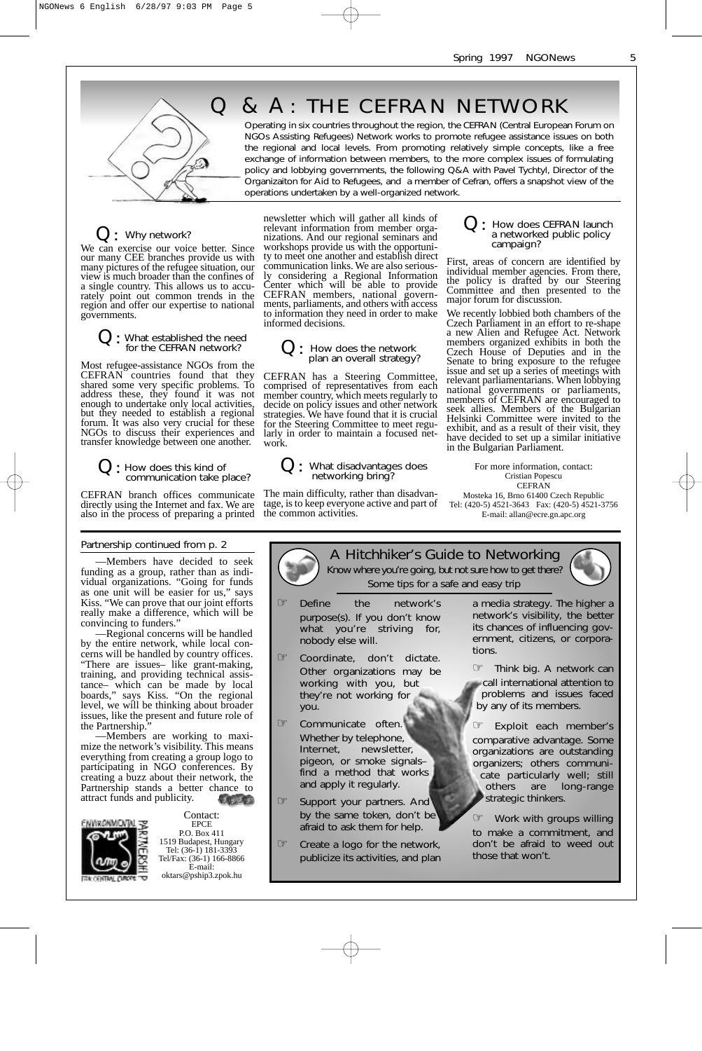# Q & A: THE CEFRAN NETWORK

Operating in six countries throughout the region, the CEFRAN (Central European Forum on NGOs Assisting Refugees) Network works to promote refugee assistance issues on both the regional and local levels. From promoting relatively simple concepts, like a free exchange of information between members, to the more complex issues of formulating policy and lobbying governments, the following Q&A with Pavel Tychtyl, Director of the Organizaiton for Aid to Refugees, and a member of Cefran, offers a snapshot view of the operations undertaken by a well-organized network.

### Q: Why network?

We can exercise our voice better. Since our many CEE branches provide us with many pictures of the refugee situation, our view is much broader than the confines of a single country. This allows us to accurately point out common trends in the region and offer our expertise to national governments.

### Q: What established the need for the CEFRAN network?

Most refugee-assistance NGOs from the CEFRAN countries found that they shared some very specific problems. To address these, they found it was not enough to undertake only local activities, but they needed to establish a regional forum. It was also very crucial for these NGOs to discuss their experiences and transfer knowledge between one another.

### Q: How does this kind of communication take place?

CEFRAN branch offices communicate directly using the Internet and fax. We are also in the process of preparing a printed newsletter which will gather all kinds of relevant information from member organizations. And our regional seminars and workshops provide us with the opportunity to meet one another and establish direct communication links. We are also seriously considering a Regional Information Center which will be able to provide CEFRAN members, national governments, parliaments, and others with access to information they need in order to make informed decisions.

### Q: How does the network plan an overall strategy?

CEFRAN has a Steering Committee, comprised of representatives from each member country, which meets regularly to decide on policy issues and other network strategies. We have found that it is crucial for the Steering Committee to meet regularly in order to maintain a focused network.

### Q: What disadvantages does networking bring?

The main difficulty, rather than disadvantage, is to keep everyone active and part of the common activities.

### Q: How does CEFRAN launch a networked public policy campaign?

First, areas of concern are identified by individual member agencies. From there, the policy is drafted by our Steering Committee and then presented to the major forum for discussion.

We recently lobbied both chambers of the Czech Parliament in an effort to re-shape a new Alien and Refugee Act. Network members organized exhibits in both the Czech House of Deputies and in the Senate to bring exposure to the refugee issue and set up a series of meetings with relevant parliamentarians. When lobbying national governments or parliaments, members of CEFRAN are encouraged to seek allies. Members of the Bulgarian Helsinki Committee were invited to the exhibit, and as a result of their visit, they have decided to set up a similar initiative in the Bulgarian Parliament.

For more information, contact:
Cristian Popescu
CEFRAN
Mosteka 16, Brno 61400 Czech Republic
Tel: (420-5) 4521-3643 Fax: (420-5) 4521-3756
E-mail: allan@ecre.gn.apc.org

---

Partnership continued from p. 2

—Members have decided to seek funding as a group, rather than as individual organizations. "Going for funds as one unit will be easier for us," says Kiss. "We can prove that our joint efforts really make a difference, which will be convincing to funders."

—Regional concerns will be handled by the entire network, while local concerns will be handled by country offices. "There are issues– like grant-making, training, and providing technical assistance– which can be made by local boards," says Kiss. "On the regional level, we will be thinking about broader issues, like the present and future role of the Partnership."

—Members are working to maximize the network's visibility. This means everything from creating a group logo to participating in NGO conferences. By creating a buzz about their network, the Partnership stands a better chance to attract funds and publicity.

Contact:
EPCE
P.O. Box 411
1519 Budapest, Hungary
Tel: (36-1) 181-3393
Tel/Fax: (36-1) 166-8866
E-mail:
oktars@pship3.zpok.hu

---

## A Hitchhiker's Guide to Networking

*Know where you're going, but not sure how to get there?*

Some tips for a safe and easy trip

- Define the network's purpose(s). If you don't know what you're striving for, nobody else will.
- Coordinate, don't dictate. Other organizations may be working with you, but they're not working for you.
- Communicate often. Whether by telephone, Internet, newsletter, pigeon, or smoke signals– find a method that works and apply it regularly.
- Support your partners. And by the same token, don't be afraid to ask them for help.
- Create a logo for the network, publicize its activities, and plan a media strategy. The higher a network's visibility, the better its chances of influencing government, citizens, or corporations.
- Think big. A network can call international attention to problems and issues faced by any of its members.
- Exploit each member's comparative advantage. Some organizations are outstanding organizers; others communicate particularly well; still others are long-range strategic thinkers.
- Work with groups willing to make a commitment, and don't be afraid to weed out those that won't.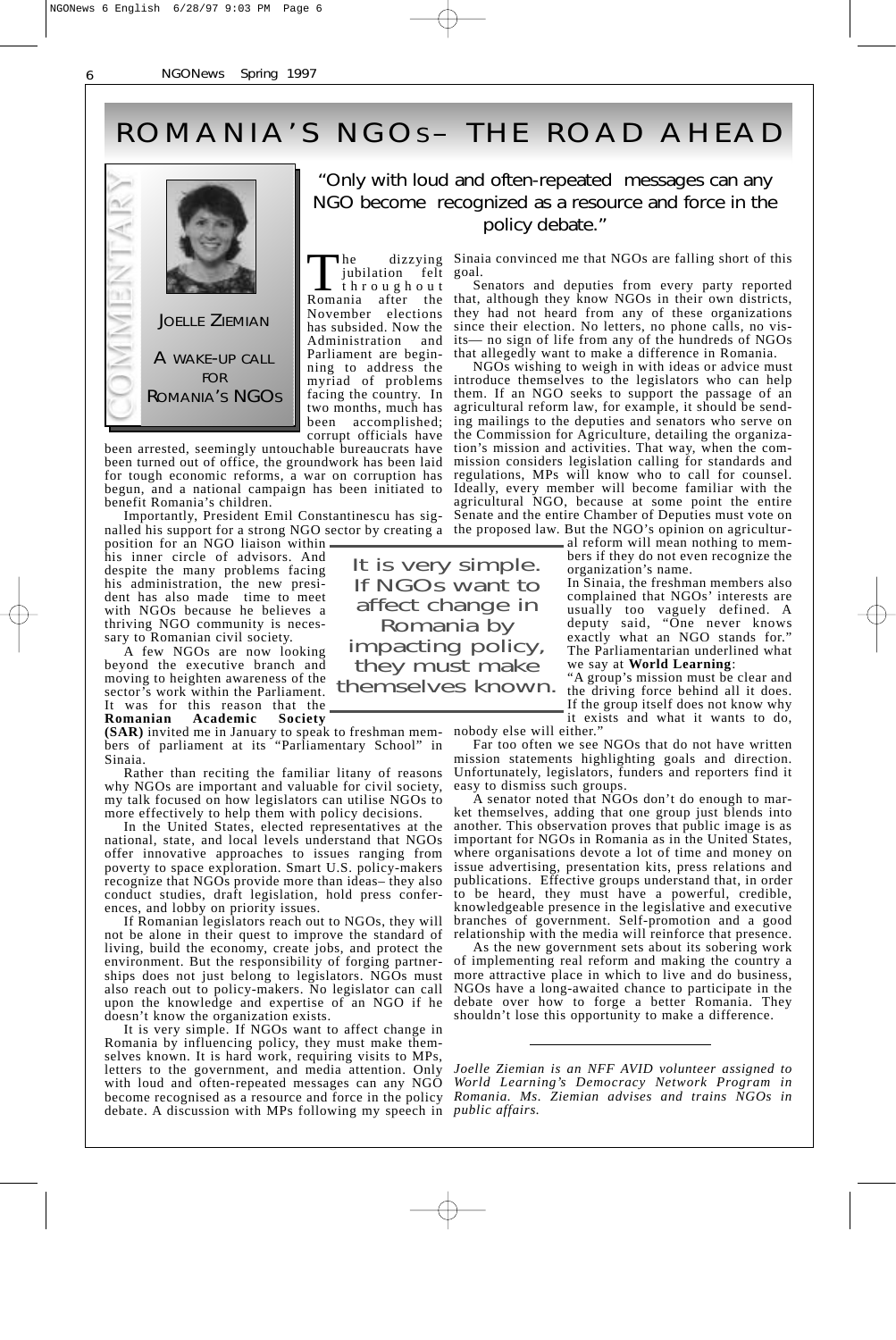# ROMANIA'S NGOS– THE ROAD AHEAD

COMMENTARY

JOELLE ZIEMIAN

A WAKE-UP CALL FOR ROMANIA'S NGOS

"Only with loud and often-repeated messages can any NGO become recognized as a resource and force in the policy debate."

The dizzying jubilation felt throughout Romania after the November elections has subsided. Now the Administration and Parliament are beginning to address the myriad of problems facing the country. In two months, much has been accomplished; corrupt officials have been arrested, seemingly untouchable bureaucrats have been turned out of office, the groundwork has been laid for tough economic reforms, a war on corruption has begun, and a national campaign has been initiated to benefit Romania's children.

Importantly, President Emil Constantinescu has signalled his support for a strong NGO sector by creating a position for an NGO liaison within his inner circle of advisors. And despite the many problems facing his administration, the new president has also made time to meet with NGOs because he believes a thriving NGO community is necessary to Romanian civil society.

A few NGOs are now looking beyond the executive branch and moving to heighten awareness of the sector's work within the Parliament. It was for this reason that the **Romanian Academic Society (SAR)** invited me in January to speak to freshman members of parliament at its "Parliamentary School" in Sinaia.

Rather than reciting the familiar litany of reasons why NGOs are important and valuable for civil society, my talk focused on how legislators can utilise NGOs to more effectively to help them with policy decisions.

In the United States, elected representatives at the national, state, and local levels understand that NGOs offer innovative approaches to issues ranging from poverty to space exploration. Smart U.S. policy-makers recognize that NGOs provide more than ideas– they also conduct studies, draft legislation, hold press conferences, and lobby on priority issues.

If Romanian legislators reach out to NGOs, they will not be alone in their quest to improve the standard of living, build the economy, create jobs, and protect the environment. But the responsibility of forging partnerships does not just belong to legislators. NGOs must also reach out to policy-makers. No legislator can call upon the knowledge and expertise of an NGO if he doesn't know the organization exists.

It is very simple. If NGOs want to affect change in Romania by influencing policy, they must make themselves known. It is hard work, requiring visits to MPs, letters to the government, and media attention. Only with loud and often-repeated messages can any NGO become recognised as a resource and force in the policy debate. A discussion with MPs following my speech in Sinaia convinced me that NGOs are falling short of this goal.

Senators and deputies from every party reported that, although they know NGOs in their own districts, they had not heard from any of these organizations since their election. No letters, no phone calls, no visits— no sign of life from any of the hundreds of NGOs that allegedly want to make a difference in Romania.

NGOs wishing to weigh in with ideas or advice must introduce themselves to the legislators who can help them. If an NGO seeks to support the passage of an agricultural reform law, for example, it should be sending mailings to the deputies and senators who serve on the Commission for Agriculture, detailing the organization's mission and activities. That way, when the commission considers legislation calling for standards and regulations, MPs will know who to call for counsel. Ideally, every member will become familiar with the agricultural NGO, because at some point the entire Senate and the entire Chamber of Deputies must vote on the proposed law. But the NGO's opinion on agricultural reform will mean nothing to members if they do not even recognize the organization's name.

> It is very simple. If NGOs want to affect change in Romania by impacting policy, they must make themselves known.

In Sinaia, the freshman members also complained that NGOs' interests are usually too vaguely defined. A deputy said, "One never knows exactly what an NGO stands for." The Parliamentarian underlined what we say at **World Learning**: "A group's mission must be clear and the driving force behind all it does. If the group itself does not know why it exists and what it wants to do, nobody else will either."

Far too often we see NGOs that do not have written mission statements highlighting goals and direction. Unfortunately, legislators, funders and reporters find it easy to dismiss such groups.

A senator noted that NGOs don't do enough to market themselves, adding that one group just blends into another. This observation proves that public image is as important for NGOs in Romania as in the United States, where organisations devote a lot of time and money on issue advertising, presentation kits, press relations and publications. Effective groups understand that, in order to be heard, they must have a powerful, credible, knowledgeable presence in the legislative and executive branches of government. Self-promotion and a good relationship with the media will reinforce that presence.

As the new government sets about its sobering work of implementing real reform and making the country a more attractive place in which to live and do business, NGOs have a long-awaited chance to participate in the debate over how to forge a better Romania. They shouldn't lose this opportunity to make a difference.

---

*Joelle Ziemian is an NFF AVID volunteer assigned to World Learning's Democracy Network Program in Romania. Ms. Ziemian advises and trains NGOs in public affairs.*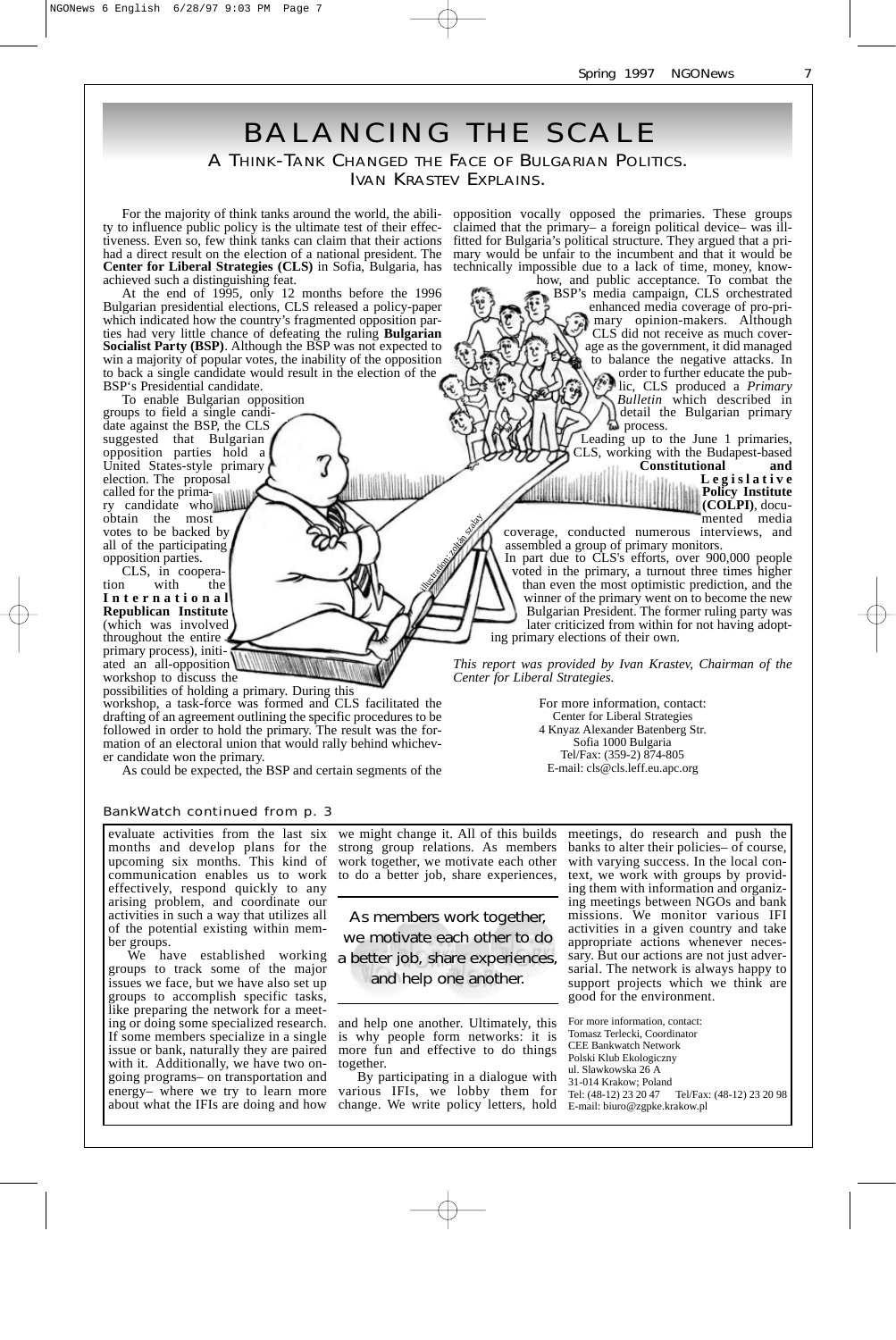# BALANCING THE SCALE

## A THINK-TANK CHANGED THE FACE OF BULGARIAN POLITICS. IVAN KRASTEV EXPLAINS.

For the majority of think tanks around the world, the ability to influence public policy is the ultimate test of their effectiveness. Even so, few think tanks can claim that their actions had a direct result on the election of a national president. The **Center for Liberal Strategies (CLS)** in Sofia, Bulgaria, has achieved such a distinguishing feat.

At the end of 1995, only 12 months before the 1996 Bulgarian presidential elections, CLS released a policy-paper which indicated how the country's fragmented opposition parties had very little chance of defeating the ruling **Bulgarian Socialist Party (BSP)**. Although the BSP was not expected to win a majority of popular votes, the inability of the opposition to back a single candidate would result in the election of the BSP's Presidential candidate.

To enable Bulgarian opposition groups to field a single candidate against the BSP, the CLS suggested that Bulgarian opposition parties hold a United States-style primary election. The proposal called for the primary candidate who obtain the most votes to be backed by all of the participating opposition parties.

CLS, in cooperation with the **International Republican Institute** (which was involved throughout the entire primary process), initiated an all-opposition workshop to discuss the possibilities of holding a primary. During this workshop, a task-force was formed and CLS facilitated the drafting of an agreement outlining the specific procedures to be followed in order to hold the primary. The result was the formation of an electoral union that would rally behind whichever candidate won the primary.

As could be expected, the BSP and certain segments of the opposition vocally opposed the primaries. These groups claimed that the primary– a foreign political device– was ill-fitted for Bulgaria's political structure. They argued that a primary would be unfair to the incumbent and that it would be technically impossible due to a lack of time, money, know-how, and public acceptance. To combat the BSP's media campaign, CLS orchestrated enhanced media coverage of pro-primary opinion-makers. Although CLS did not receive as much coverage as the government, it did managed to balance the negative attacks. In order to further educate the public, CLS produced a *Primary Bulletin* which described in detail the Bulgarian primary process.

Leading up to the June 1 primaries, CLS, working with the Budapest-based **Constitutional and Legislative Policy Institute (COLPI)**, documented media coverage, conducted numerous interviews, and assembled a group of primary monitors.

In part due to CLS's efforts, over 900,000 people voted in the primary, a turnout three times higher than even the most optimistic prediction, and the winner of the primary went on to become the new Bulgarian President. The former ruling party was later criticized from within for not having adopting primary elections of their own.

*This report was provided by Ivan Krastev, Chairman of the Center for Liberal Strategies.*

For more information, contact:
Center for Liberal Strategies
4 Knyaz Alexander Batenberg Str.
Sofia 1000 Bulgaria
Tel/Fax: (359-2) 874-805
E-mail: cls@cls.leff.eu.apc.org

---

BankWatch continued from p. 3

evaluate activities from the last six months and develop plans for the upcoming six months. This kind of communication enables us to work effectively, respond quickly to any arising problem, and coordinate our activities in such a way that utilizes all of the potential existing within member groups.

We have established working groups to track some of the major issues we face, but we have also set up groups to accomplish specific tasks, like preparing the network for a meeting or doing some specialized research. If some members specialize in a single issue or bank, naturally they are paired with it. Additionally, we have two ongoing programs– on transportation and energy– where we try to learn more about what the IFIs are doing and how we might change it. All of this builds strong group relations. As members work together, we motivate each other to do a better job, share experiences, and help one another. Ultimately, this is why people form networks: it is more fun and effective to do things together.

> As members work together, we motivate each other to do a better job, share experiences, and help one another.

By participating in a dialogue with various IFIs, we lobby them for change. We write policy letters, hold meetings, do research and push the banks to alter their policies– of course, with varying success. In the local context, we work with groups by providing them with information and organizing meetings between NGOs and bank missions. We monitor various IFI activities in a given country and take appropriate actions whenever necessary. But our actions are not just adversarial. The network is always happy to support projects which we think are good for the environment.

For more information, contact:
Tomasz Terlecki, Coordinator
CEE Bankwatch Network
Polski Klub Ekologiczny
ul. Slawkowska 26 A
31-014 Krakow; Poland
Tel: (48-12) 23 20 47 Tel/Fax: (48-12) 23 20 98
E-mail: biuro@zgpke.krakow.pl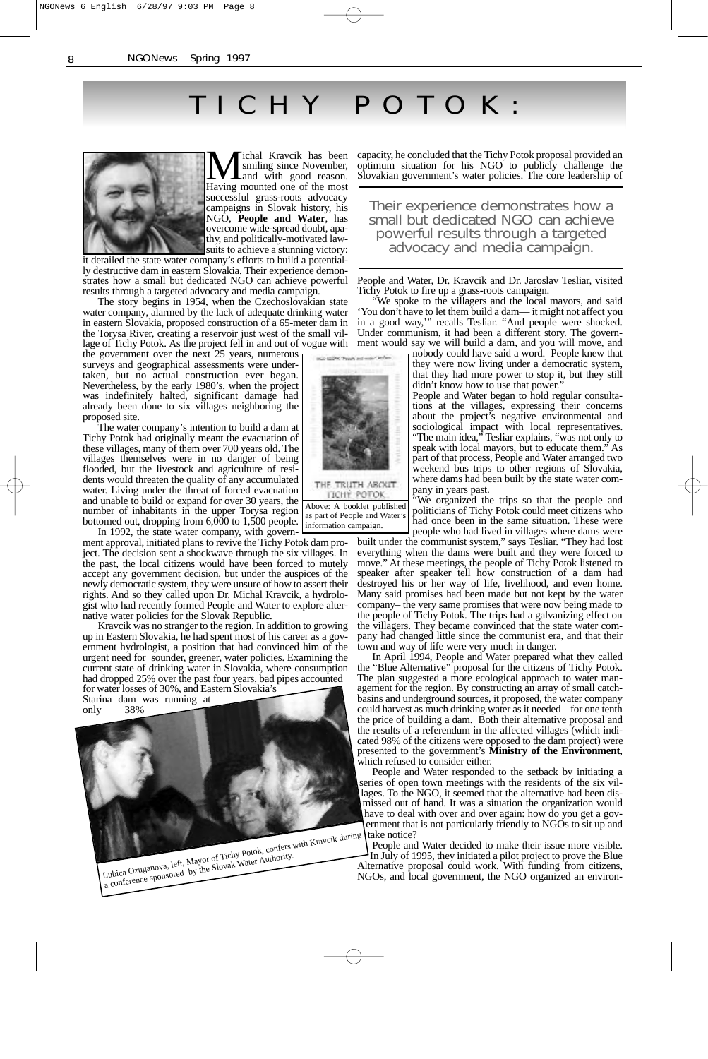# TICHY POTOK:

Michal Kravcik has been smiling since November, and with good reason. Having mounted one of the most successful grass-roots advocacy campaigns in Slovak history, his NGO, **People and Water**, has overcome wide-spread doubt, apathy, and politically-motivated lawsuits to achieve a stunning victory: it derailed the state water company's efforts to build a potentially destructive dam in eastern Slovakia. Their experience demonstrates how a small but dedicated NGO can achieve powerful results through a targeted advocacy and media campaign.

The story begins in 1954, when the Czechoslovakian state water company, alarmed by the lack of adequate drinking water in eastern Slovakia, proposed construction of a 65-meter dam in the Torysa River, creating a reservoir just west of the small village of Tichy Potok. As the project fell in and out of vogue with the government over the next 25 years, numerous surveys and geographical assessments were undertaken, but no actual construction ever began. Nevertheless, by the early 1980's, when the project was indefinitely halted, significant damage had already been done to six villages neighboring the proposed site.

The water company's intention to build a dam at Tichy Potok had originally meant the evacuation of these villages, many of them over 700 years old. The villages themselves were in no danger of being flooded, but the livestock and agriculture of residents would threaten the quality of any accumulated water. Living under the threat of forced evacuation and unable to build or expand for over 30 years, the number of inhabitants in the upper Torysa region bottomed out, dropping from 6,000 to 1,500 people.

In 1992, the state water company, with government approval, initiated plans to revive the Tichy Potok dam project. The decision sent a shockwave through the six villages. In the past, the local citizens would have been forced to mutely accept any government decision, but under the auspices of the newly democratic system, they were unsure of how to assert their rights. And so they called upon Dr. Michal Kravcik, a hydrologist who had recently formed People and Water to explore alternative water policies for the Slovak Republic.

Kravcik was no stranger to the region. In addition to growing up in Eastern Slovakia, he had spent most of his career as a government hydrologist, a position that had convinced him of the urgent need for sounder, greener, water policies. Examining the current state of drinking water in Slovakia, where consumption had dropped 25% over the past four years, bad pipes accounted for water losses of 30%, and Eastern Slovakia's Starina dam was running at only 38% capacity, he concluded that the Tichy Potok proposal provided an optimum situation for his NGO to publicly challenge the Slovakian government's water policies. The core leadership of People and Water, Dr. Kravcik and Dr. Jaroslav Tesliar, visited Tichy Potok to fire up a grass-roots campaign.

> Their experience demonstrates how a small but dedicated NGO can achieve powerful results through a targeted advocacy and media campaign.

"We spoke to the villagers and the local mayors, and said 'You don't have to let them build a dam— it might not affect you in a good way,'" recalls Tesliar. "And people were shocked. Under communism, it had been a different story. The government would say we will build a dam, and you will move, and nobody could have said a word. People knew that they were now living under a democratic system, that they had more power to stop it, but they still didn't know how to use that power."

People and Water began to hold regular consultations at the villages, expressing their concerns about the project's negative environmental and sociological impact with local representatives. "The main idea," Tesliar explains, "was not only to speak with local mayors, but to educate them." As part of that process, People and Water arranged two weekend bus trips to other regions of Slovakia, where dams had been built by the state water company in years past.

"We organized the trips so that the people and politicians of Tichy Potok could meet citizens who had once been in the same situation. These were people who had lived in villages where dams were built under the communist system," says Tesliar. "They had lost everything when the dams were built and they were forced to move." At these meetings, the people of Tichy Potok listened to speaker after speaker tell how construction of a dam had destroyed his or her way of life, livelihood, and even home. Many said promises had been made but not kept by the water company– the very same promises that were now being made to the people of Tichy Potok. The trips had a galvanizing effect on the villagers. They became convinced that the state water company had changed little since the communist era, and that their town and way of life were very much in danger.

Above: A booklet published as part of People and Water's information campaign.

In April 1994, People and Water prepared what they called the "Blue Alternative" proposal for the citizens of Tichy Potok. The plan suggested a more ecological approach to water management for the region. By constructing an array of small catch-basins and underground sources, it proposed, the water company could harvest as much drinking water as it needed– for one tenth the price of building a dam. Both their alternative proposal and the results of a referendum in the affected villages (which indicated 98% of the citizens were opposed to the dam project) were presented to the government's **Ministry of the Environment**, which refused to consider either.

People and Water responded to the setback by initiating a series of open town meetings with the residents of the six villages. To the NGO, it seemed that the alternative had been dismissed out of hand. It was a situation the organization would have to deal with over and over again: how do you get a government that is not particularly friendly to NGOs to sit up and take notice?

People and Water decided to make their issue more visible. In July of 1995, they initiated a pilot project to prove the Blue Alternative proposal could work. With funding from citizens, NGOs, and local government, the NGO organized an environ-

Lubica Ozuganova, left, Mayor of Tichy Potok, confers with Kravcik during a conference sponsored by the Slovak Water Authority.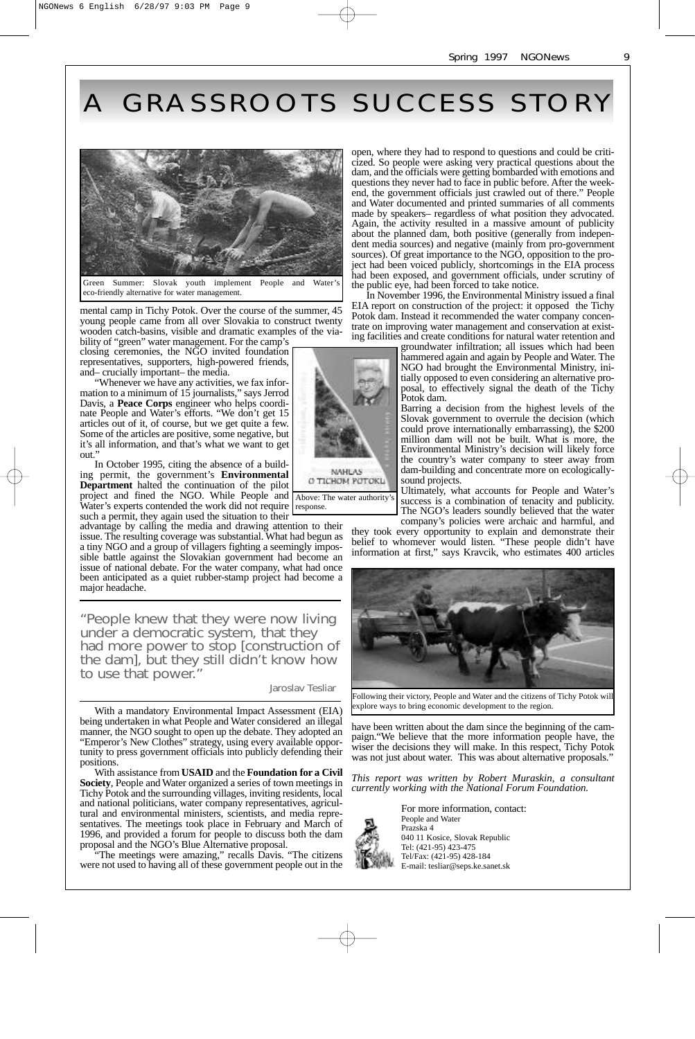# A GRASSROOTS SUCCESS STORY

Green Summer: Slovak youth implement People and Water's eco-friendly alternative for water management.

mental camp in Tichy Potok. Over the course of the summer, 45 young people came from all over Slovakia to construct twenty wooden catch-basins, visible and dramatic examples of the viability of "green" water management. For the camp's closing ceremonies, the NGO invited foundation representatives, supporters, high-powered friends, and– crucially important– the media.

"Whenever we have any activities, we fax information to a minimum of 15 journalists," says Jerrod Davis, a **Peace Corps** engineer who helps coordinate People and Water's efforts. "We don't get 15 articles out of it, of course, but we get quite a few. Some of the articles are positive, some negative, but it's all information, and that's what we want to get out."

In October 1995, citing the absence of a building permit, the government's **Environmental Department** halted the continuation of the pilot project and fined the NGO. While People and Water's experts contended the work did not require such a permit, they again used the situation to their advantage by calling the media and drawing attention to their issue. The resulting coverage was substantial. What had begun as a tiny NGO and a group of villagers fighting a seemingly impossible battle against the Slovakian government had become an issue of national debate. For the water company, what had once been anticipated as a quiet rubber-stamp project had become a major headache.

> "People knew that they were now living under a democratic system, that they had more power to stop [construction of the dam], but they still didn't know how to use that power."
>
> Jaroslav Tesliar

With a mandatory Environmental Impact Assessment (EIA) being undertaken in what People and Water considered an illegal manner, the NGO sought to open up the debate. They adopted an "Emperor's New Clothes" strategy, using every available opportunity to press government officials into publicly defending their positions.

With assistance from **USAID** and the **Foundation for a Civil Society**, People and Water organized a series of town meetings in Tichy Potok and the surrounding villages, inviting residents, local and national politicians, water company representatives, agricultural and environmental ministers, scientists, and media representatives. The meetings took place in February and March of 1996, and provided a forum for people to discuss both the dam proposal and the NGO's Blue Alternative proposal.

"The meetings were amazing," recalls Davis. "The citizens were not used to having all of these government people out in the open, where they had to respond to questions and could be criticized. So people were asking very practical questions about the dam, and the officials were getting bombarded with emotions and questions they never had to face in public before. After the weekend, the government officials just crawled out of there." People and Water documented and printed summaries of all comments made by speakers– regardless of what position they advocated. Again, the activity resulted in a massive amount of publicity about the planned dam, both positive (generally from independent media sources) and negative (mainly from pro-government sources). Of great importance to the NGO, opposition to the project had been voiced publicly, shortcomings in the EIA process had been exposed, and government officials, under scrutiny of the public eye, had been forced to take notice.

In November 1996, the Environmental Ministry issued a final EIA report on construction of the project: it opposed the Tichy Potok dam. Instead it recommended the water company concentrate on improving water management and conservation at existing facilities and create conditions for natural water retention and groundwater infiltration; all issues which had been hammered again and again by People and Water. The NGO had brought the Environmental Ministry, initially opposed to even considering an alternative proposal, to effectively signal the death of the Tichy Potok dam.

NAHLAS O TICHOM POTOKU

Above: The water authority's response.

Barring a decision from the highest levels of the Slovak government to overrule the decision (which could prove internationally embarrassing), the $200 million dam will not be built. What is more, the Environmental Ministry's decision will likely force the country's water company to steer away from dam-building and concentrate more on ecologically-sound projects.

Ultimately, what accounts for People and Water's success is a combination of tenacity and publicity. The NGO's leaders soundly believed that the water company's policies were archaic and harmful, and they took every opportunity to explain and demonstrate their belief to whomever would listen. "These people didn't have information at first," says Kravcik, who estimates 400 articles have been written about the dam since the beginning of the campaign. "We believe that the more information people have, the wiser the decisions they will make. In this respect, Tichy Potok was not just about water. This was about alternative proposals."

Following their victory, People and Water and the citizens of Tichy Potok will explore ways to bring economic development to the region.

*This report was written by Robert Muraskin, a consultant currently working with the National Forum Foundation.*

For more information, contact:
People and Water
Prazska 4
040 11 Kosice, Slovak Republic
Tel: (421-95) 423-475
Tel/Fax: (421-95) 428-184
E-mail: tesliar@seps.ke.sanet.sk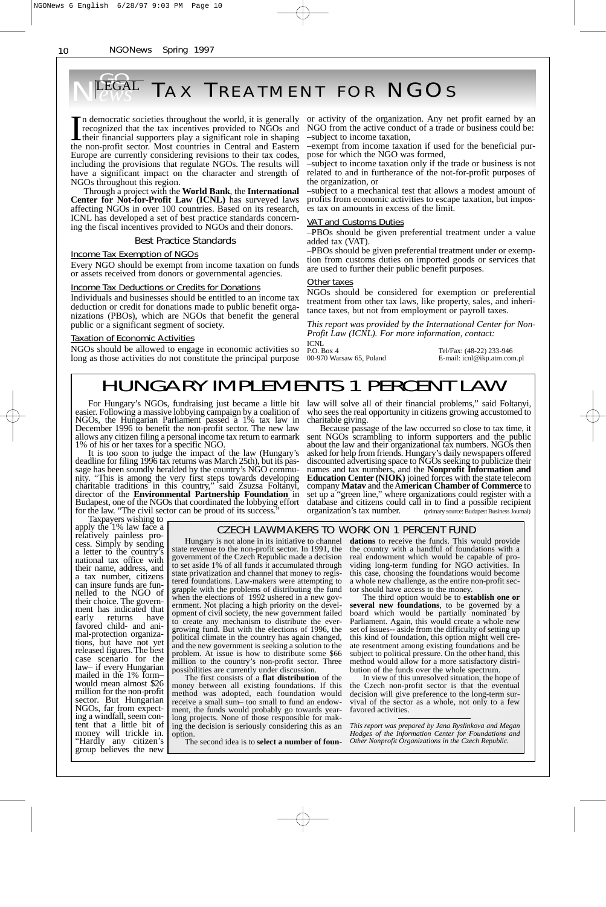# LEGAL TAX TREATMENT FOR NGOs

In democratic societies throughout the world, it is generally recognized that the tax incentives provided to NGOs and their financial supporters play a significant role in shaping the non-profit sector. Most countries in Central and Eastern Europe are currently considering revisions to their tax codes, including the provisions that regulate NGOs. The results will have a significant impact on the character and strength of NGOs throughout this region.

Through a project with the **World Bank**, the **International Center for Not-for-Profit Law (ICNL)** has surveyed laws affecting NGOs in over 100 countries. Based on its research, ICNL has developed a set of best practice standards concerning the fiscal incentives provided to NGOs and their donors.

### Best Practice Standards

#### Income Tax Exemption of NGOs

Every NGO should be exempt from income taxation on funds or assets received from donors or governmental agencies.

#### Income Tax Deductions or Credits for Donations

Individuals and businesses should be entitled to an income tax deduction or credit for donations made to public benefit organizations (PBOs), which are NGOs that benefit the general public or a significant segment of society.

#### Taxation of Economic Activities

NGOs should be allowed to engage in economic activities so long as those activities do not constitute the principal purpose or activity of the organization. Any net profit earned by an NGO from the active conduct of a trade or business could be:

–subject to income taxation,

–exempt from income taxation if used for the beneficial purpose for which the NGO was formed,

–subject to income taxation only if the trade or business is not related to and in furtherance of the not-for-profit purposes of the organization, or

–subject to a mechanical test that allows a modest amount of profits from economic activities to escape taxation, but imposes tax on amounts in excess of the limit.

#### VAT and Customs Duties

–PBOs should be given preferential treatment under a value added tax (VAT).

–PBOs should be given preferential treatment under or exemption from customs duties on imported goods or services that are used to further their public benefit purposes.

#### Other taxes

NGOs should be considered for exemption or preferential treatment from other tax laws, like property, sales, and inheritance taxes, but not from employment or payroll taxes.

*This report was provided by the International Center for Non-Profit Law (ICNL). For more information, contact:*

ICNL
P.O. Box 4
00-970 Warsaw 65, Poland
Tel/Fax: (48-22) 233-946
E-mail: icnl@ikp.atm.com.pl

# HUNGARY IMPLEMENTS 1 PERCENT LAW

For Hungary's NGOs, fundraising just became a little bit easier. Following a massive lobbying campaign by a coalition of NGOs, the Hungarian Parliament passed a 1% tax law in December 1996 to benefit the non-profit sector. The new law allows any citizen filing a personal income tax return to earmark 1% of his or her taxes for a specific NGO.

It is too soon to judge the impact of the law (Hungary's deadline for filing 1996 tax returns was March 25th), but its passage has been soundly heralded by the country's NGO community. "This is among the very first steps towards developing charitable traditions in this country," said Zsuzsa Foltanyi, director of the **Environmental Partnership Foundation** in Budapest, one of the NGOs that coordinated the lobbying effort for the law. "The civil sector can be proud of its success."

Taxpayers wishing to apply the 1% law face a relatively painless process. Simply by sending a letter to the country's national tax office with their name, address, and a tax number, citizens can insure funds are funnelled to the NGO of their choice. The government has indicated that early returns have favored child- and animal-protection organizations, but have not yet released figures. The best case scenario for the law– if every Hungarian mailed in the 1% form– would mean almost $26 million for the non-profit sector. But Hungarian NGOs, far from expecting a windfall, seem content that a little bit of money will trickle in. "Hardly any citizen's group believes the new law will solve all of their financial problems," said Foltanyi, who sees the real opportunity in citizens growing accustomed to charitable giving.

Because passage of the law occurred so close to tax time, it sent NGOs scrambling to inform supporters and the public about the law and their organizational tax numbers. NGOs then asked for help from friends. Hungary's daily newspapers offered discounted advertising space to NGOs seeking to publicize their names and tax numbers, and the **Nonprofit Information and Education Center (NIOK)** joined forces with the state telecom company **Matav** and the **American Chamber of Commerce** to set up a "green line," where organizations could register with a database and citizens could call in to find a possible recipient organization's tax number. (primary source: Budapest Business Journal)

## CZECH LAWMAKERS TO WORK ON 1 PERCENT FUND

Hungary is not alone in its initiative to channel state revenue to the non-profit sector. In 1991, the government of the Czech Republic made a decision to set aside 1% of all funds it accumulated through state privatization and channel that money to registered foundations. Law-makers were attempting to grapple with the problems of distributing the fund when the elections of 1992 ushered in a new government. Not placing a high priority on the development of civil society, the new government failed to create any mechanism to distribute the ever-growing fund. But with the elections of 1996, the political climate in the country has again changed, and the new government is seeking a solution to the problem. At issue is how to distribute some $66 million to the country's non-profit sector. Three possibilities are currently under discussion.

The first consists of a **flat distribution** of the money between all existing foundations. If this method was adopted, each foundation would receive a small sum– too small to fund an endowment, the funds would probably go towards year-long projects. None of those responsible for making the decision is seriously considering this as an option.

The second idea is to **select a number of foundations** to receive the funds. This would provide the country with a handful of foundations with a real endowment which would be capable of providing long-term funding for NGO activities. In this case, choosing the foundations would become a whole new challenge, as the entire non-profit sector should have access to the money.

The third option would be to **establish one or several new foundations**, to be governed by a board which would be partially nominated by Parliament. Again, this would create a whole new set of issues-- aside from the difficulty of setting up this kind of foundation, this option might well create resentment among existing foundations and be subject to political pressure. On the other hand, this method would allow for a more satisfactory distribution of the funds over the whole spectrum.

In view of this unresolved situation, the hope of the Czech non-profit sector is that the eventual decision will give preference to the long-term survival of the sector as a whole, not only to a few favored activities.

*This report was prepared by Jana Ryslinkova and Megan Hodges of the Information Center for Foundations and Other Nonprofit Organizations in the Czech Republic.*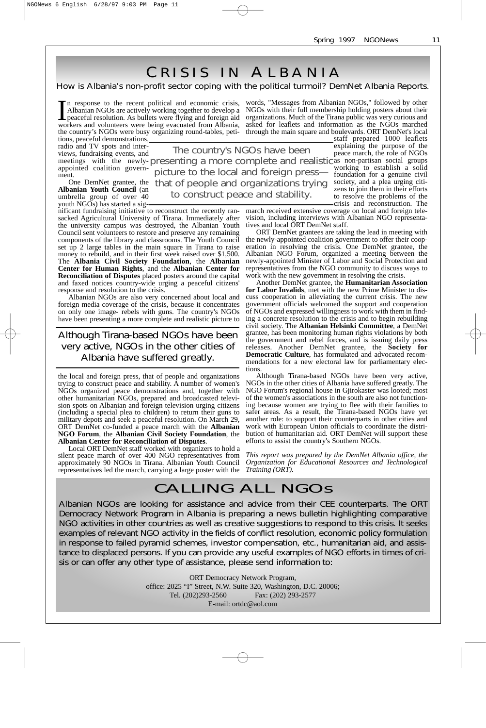# CRISIS IN ALBANIA

How is Albania's non-profit sector coping with the political turmoil? DemNet Albania Reports.

In response to the recent political and economic crisis, Albanian NGOs are actively working together to develop a peaceful resolution. As bullets were flying and foreign aid workers and volunteers were being evacuated from Albania, the country's NGOs were busy organizing round-tables, petitions, peaceful demonstrations, radio and TV spots and interviews, fundraising events, and meetings with the newly-appointed coalition government.

> The country's NGOs have been presenting a more complete and realistic picture to the local and foreign press—that of people and organizations trying to construct peace and stability.

One DemNet grantee, the **Albanian Youth Council** (an umbrella group of over 40 youth NGOs) has started a significant fundraising initiative to reconstruct the recently ransacked Agricultural University of Tirana. Immediately after the university campus was destroyed, the Albanian Youth Council sent volunteers to restore and preserve any remaining components of the library and classrooms. The Youth Council set up 2 large tables in the main square in Tirana to raise money to rebuild, and in their first week raised over $1,500. The **Albania Civil Society Foundation**, the **Albanian Center for Human Rights**, and the **Albanian Center for Reconciliation of Disputes** placed posters around the capital and faxed notices country-wide urging a peaceful citizens' response and resolution to the crisis.

Albanian NGOs are also very concerned about local and foreign media coverage of the crisis, because it concentrates on only one image- rebels with guns. The country's NGOs have been presenting a more complete and realistic picture to the local and foreign press, that of people and organizations trying to construct peace and stability. A number of women's NGOs organized peace demonstrations and, together with other humanitarian NGOs, prepared and broadcasted television spots on Albanian and foreign television urging citizens (including a special plea to children) to return their guns to military depots and seek a peaceful resolution. On March 29, ORT DemNet co-funded a peace march with the **Albanian NGO Forum**, the **Albanian Civil Society Foundation**, the **Albanian Center for Reconciliation of Disputes**.

> Although Tirana-based NGOs have been very active, NGOs in the other cities of Albania have suffered greatly.

Local ORT DemNet staff worked with organizers to hold a silent peace march of over 400 NGO representatives from approximately 90 NGOs in Tirana. Albanian Youth Council representatives led the march, carrying a large poster with the words, "Messages from Albanian NGOs," followed by other NGOs with their full membership holding posters about their organizations. Much of the Tirana public was very curious and asked for leaflets and information as the NGOs marched through the main square and boulevards. ORT DemNet's local staff prepared 1000 leaflets explaining the purpose of the peace march, the role of NGOs as non-partisan social groups working to establish a solid foundation for a genuine civil society, and a plea urging citizens to join them in their efforts to resolve the problems of the crisis and reconstruction. The march received extensive coverage on local and foreign television, including interviews with Albanian NGO representatives and local ORT DemNet staff.

ORT DemNet grantees are taking the lead in meeting with the newly-appointed coalition government to offer their cooperation in resolving the crisis. One DemNet grantee, the Albanian NGO Forum, organized a meeting between the newly-appointed Minister of Labor and Social Protection and representatives from the NGO community to discuss ways to work with the new government in resolving the crisis.

Another DemNet grantee, the **Humanitarian Association for Labor Invalids**, met with the new Prime Minister to discuss cooperation in alleviating the current crisis. The new government officials welcomed the support and cooperation of NGOs and expressed willingness to work with them in finding a concrete resolution to the crisis and to begin rebuilding civil society. The **Albanian Helsinki Committee**, a DemNet grantee, has been monitoring human rights violations by both the government and rebel forces, and is issuing daily press releases. Another DemNet grantee, the **Society for Democratic Culture**, has formulated and advocated recommendations for a new electoral law for parliamentary elections.

Although Tirana-based NGOs have been very active, NGOs in the other cities of Albania have suffered greatly. The NGO Forum's regional house in Gjirokaster was looted; most of the women's associations in the south are also not functioning because women are trying to flee with their families to safer areas. As a result, the Tirana-based NGOs have yet another role: to support their counterparts in other cities and work with European Union officials to coordinate the distribution of humanitarian aid. ORT DemNet will support these efforts to assist the country's Southern NGOs.

*This report was prepared by the DemNet Albania office, the Organization for Educational Resources and Technological Training (ORT).*

# CALLING ALL NGOs

Albanian NGOs are looking for assistance and advice from their CEE counterparts. The ORT Democracy Network Program in Albania is preparing a news bulletin highlighting comparative NGO activities in other countries as well as creative suggestions to respond to this crisis. It seeks examples of relevant NGO activity in the fields of conflict resolution, economic policy formulation in response to failed pyramid schemes, investor compensation, etc., humanitarian aid, and assistance to displaced persons. If you can provide any useful examples of NGO efforts in times of crisis or can offer any other type of assistance, please send information to:

ORT Democracy Network Program,
office: 2025 "I" Street, N.W. Suite 320, Washington, D.C. 20006;
Tel. (202)293-2560 Fax: (202) 293-2577
E-mail: ortdc@aol.com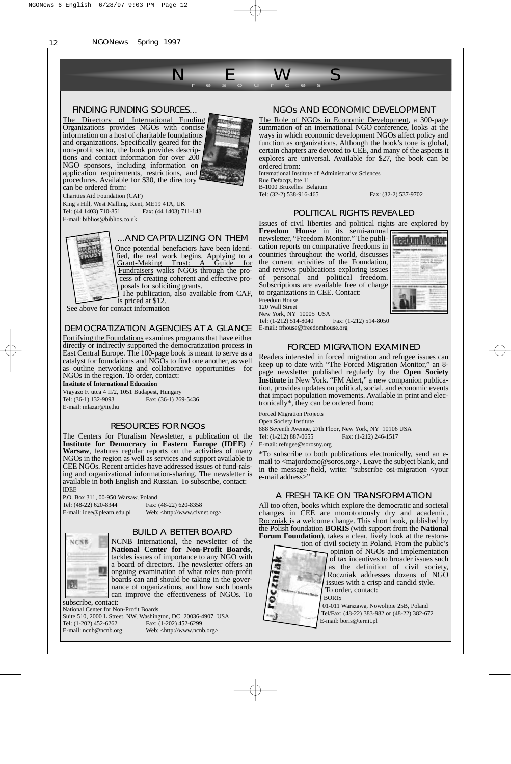# NEWS

## resources

### FINDING FUNDING SOURCES...

The Directory of International Funding Organizations provides NGOs with concise information on a host of charitable foundations and organizations. Specifically geared for the non-profit sector, the book provides descriptions and contact information for over 200 NGO sponsors, including information on application requirements, restrictions, and procedures. Available for $30, the directory can be ordered from:

Charities Aid Foundation (CAF)
King's Hill, West Malling, Kent, ME19 4TA, UK
Tel: (44 1403) 710-851 Fax: (44 1403) 711-143
E-mail: biblios@biblios.co.uk

### ...AND CAPITALIZING ON THEM

Once potential benefactors have been identified, the real work begins. Applying to a Grant-Making Trust: A Guide for Fundraisers walks NGOs through the process of creating coherent and effective proposals for soliciting grants.

The publication, also available from CAF, is priced at $12.

–See above for contact information–

### DEMOCRATIZATION AGENCIES AT A GLANCE

Fortifying the Foundations examines programs that have either directly or indirectly supported the democratization process in East Central Europe. The 100-page book is meant to serve as a catalyst for foundations and NGOs to find one another, as well as outline networking and collaborative opportunities for NGOs in the region. To order, contact:

**Institute of International Education**
Vigyazo F. utca 4 II/2, 1051 Budapest, Hungary
Tel: (36-1) 132-9093 Fax: (36-1) 269-5436
E-mail: mlazar@iie.hu

### RESOURCES FOR NGOs

The Centers for Pluralism Newsletter, a publication of the **Institute for Democracy in Eastern Europe (IDEE) / Warsaw**, features regular reports on the activities of many NGOs in the region as well as services and support available to CEE NGOs. Recent articles have addressed issues of fund-raising and organizational information-sharing. The newsletter is available in both English and Russian. To subscribe, contact:

IDEE
P.O. Box 311, 00-950 Warsaw, Poland
Tel: (48-22) 620-8344 Fax: (48-22) 620-8358
E-mail: idee@plearn.edu.pl Web: <http://www.civnet.org>

### BUILD A BETTER BOARD

NCNB International, the newsletter of the **National Center for Non-Profit Boards**, tackles issues of importance to any NGO with a board of directors. The newsletter offers an ongoing examination of what roles non-profit boards can and should be taking in the governance of organizations, and how such boards can improve the effectiveness of NGOs. To subscribe, contact:

National Center for Non-Profit Boards
Suite 510, 2000 L Street, NW, Washington, DC 20036-4907 USA
Tel: (1-202) 452-6262 Fax: (1-202) 452-6299
E-mail: ncnb@ncnb.org Web: <http://www.ncnb.org>

### NGOs AND ECONOMIC DEVELOPMENT

The Role of NGOs in Economic Development, a 300-page summation of an international NGO conference, looks at the ways in which economic development NGOs affect policy and function as organizations. Although the book's tone is global, certain chapters are devoted to CEE, and many of the aspects it explores are universal. Available for $27, the book can be ordered from:

International Institute of Administrative Sciences
Rue Defacqz, bte 11
B-1000 Bruxelles Belgium
Tel: (32-2) 538-916-465 Fax: (32-2) 537-9702

### POLITICAL RIGHTS REVEALED

Issues of civil liberties and political rights are explored by **Freedom House** in its semi-annual newsletter, "Freedom Monitor." The publication reports on comparative freedoms in countries throughout the world, discusses the current activities of the Foundation, and reviews publications exploring issues of personal and political freedom. Subscriptions are available free of charge to organizations in CEE. Contact:

Freedom House
120 Wall Street
New York, NY 10005 USA
Tel: (1-212) 514-8040 Fax: (1-212) 514-8050
E-mail: frhouse@freedomhouse.org

### FORCED MIGRATION EXAMINED

Readers interested in forced migration and refugee issues can keep up to date with "The Forced Migration Monitor," an 8-page newsletter published regularly by the **Open Society Institute** in New York. "FM Alert," a new companion publication, provides updates on political, social, and economic events that impact population movements. Available in print and electronically*, they can be ordered from:

Forced Migration Projects
Open Society Institute
888 Seventh Avenue, 27th Floor, New York, NY 10106 USA
Tel: (1-212) 887-0655 Fax: (1-212) 246-1517
E-mail: refugee@sorosny.org

*To subscribe to both publications electronically, send an e-mail to <majordomo@soros.org>. Leave the subject blank, and in the message field, write: "subscribe osi-migration <your e-mail address>"

### A FRESH TAKE ON TRANSFORMATION

All too often, books which explore the democratic and societal changes in CEE are monotonously dry and academic. Roczniak is a welcome change. This short book, published by the Polish foundation **BORIS** (with support from the **National Forum Foundation**), takes a clear, lively look at the restoration of civil society in Poland. From the public's opinion of NGOs and implementation of tax incentives to broader issues such as the definition of civil society, Roczniak addresses dozens of NGO issues with a crisp and candid style. To order, contact:

BORIS
01-011 Warszawa, Nowolipie 25B, Poland
Tel/Fax: (48-22) 383-982 or (48-22) 382-672
E-mail: boris@ternit.pl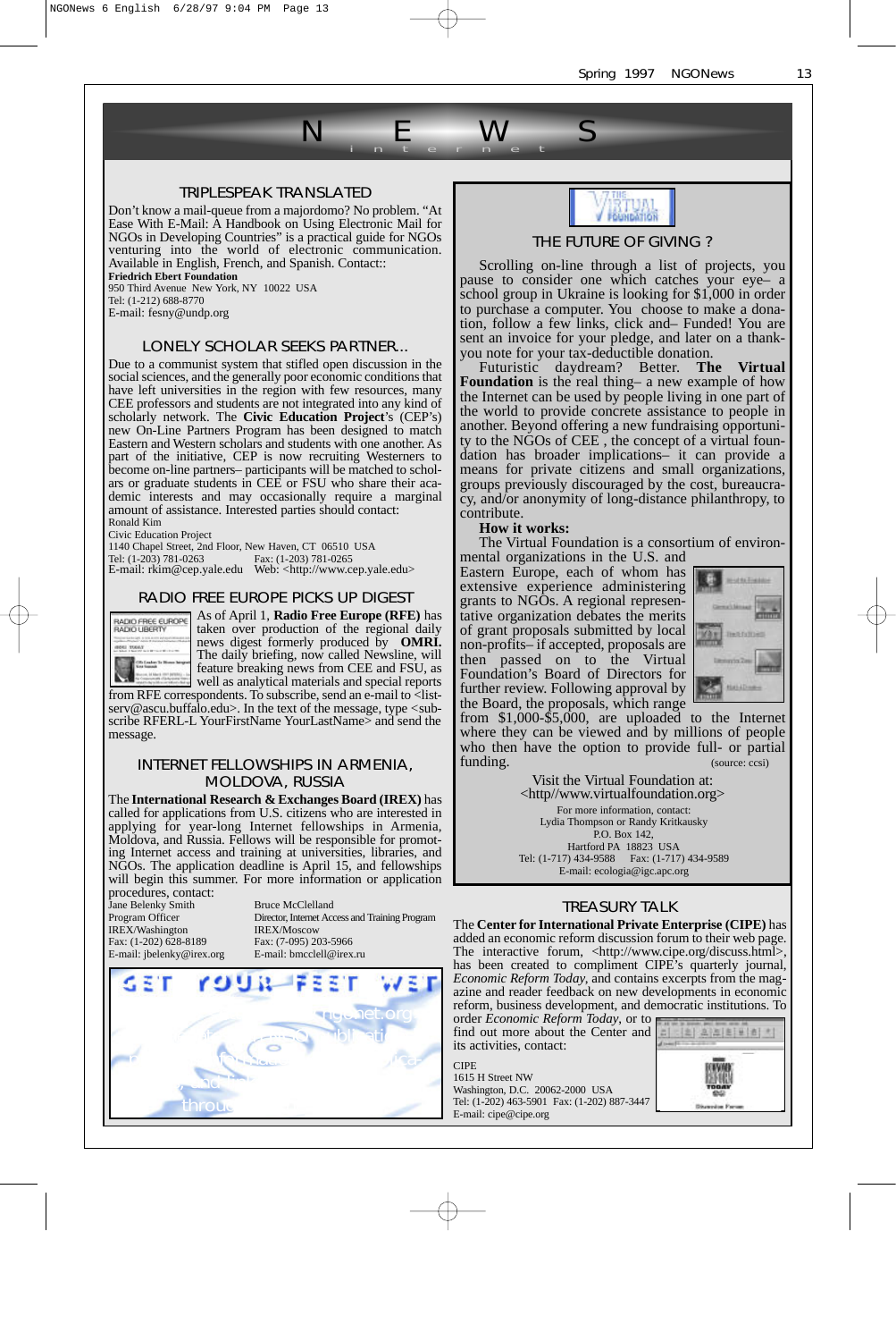# NEWS internet

## TRIPLESPEAK TRANSLATED

Don't know a mail-queue from a majordomo? No problem. "At Ease With E-Mail: A Handbook on Using Electronic Mail for NGOs in Developing Countries" is a practical guide for NGOs venturing into the world of electronic communication. Available in English, French, and Spanish. Contact::

**Friedrich Ebert Foundation**
950 Third Avenue New York, NY 10022 USA
Tel: (1-212) 688-8770
E-mail: fesny@undp.org

## LONELY SCHOLAR SEEKS PARTNER...

Due to a communist system that stifled open discussion in the social sciences, and the generally poor economic conditions that have left universities in the region with few resources, many CEE professors and students are not integrated into any kind of scholarly network. The **Civic Education Project**'s (CEP's) new On-Line Partners Program has been designed to match Eastern and Western scholars and students with one another. As part of the initiative, CEP is now recruiting Westerners to become on-line partners– participants will be matched to scholars or graduate students in CEE or FSU who share their academic interests and may occasionally require a marginal amount of assistance. Interested parties should contact:

Ronald Kim
Civic Education Project
1140 Chapel Street, 2nd Floor, New Haven, CT 06510 USA
Tel: (1-203) 781-0263 Fax: (1-203) 781-0265
E-mail: rkim@cep.yale.edu Web: <http://www.cep.yale.edu>

## RADIO FREE EUROPE PICKS UP DIGEST

As of April 1, **Radio Free Europe (RFE)** has taken over production of the regional daily news digest formerly produced by **OMRI.** The daily briefing, now called Newsline, will feature breaking news from CEE and FSU, as well as analytical materials and special reports from RFE correspondents. To subscribe, send an e-mail to <listserv@ascu.buffalo.edu>. In the text of the message, type <subscribe RFERL-L YourFirstName YourLastName> and send the message.

## INTERNET FELLOWSHIPS IN ARMENIA, MOLDOVA, RUSSIA

The **International Research & Exchanges Board (IREX)** has called for applications from U.S. citizens who are interested in applying for year-long Internet fellowships in Armenia, Moldova, and Russia. Fellows will be responsible for promoting Internet access and training at universities, libraries, and NGOs. The application deadline is April 15, and fellowships will begin this summer. For more information or application procedures, contact:

Jane Belenky Smith
Program Officer
IREX/Washington
Fax: (1-202) 628-8189
E-mail: jbelenky@irex.org

Bruce McClelland
Director, Internet Access and Training Program
IREX/Moscow
Fax: (7-095) 203-5966
E-mail: bmcclell@irex.ru

## THE FUTURE OF GIVING ?

Scrolling on-line through a list of projects, you pause to consider one which catches your eye– a school group in Ukraine is looking for $1,000 in order to purchase a computer. You choose to make a donation, follow a few links, click and– Funded! You are sent an invoice for your pledge, and later on a thank-you note for your tax-deductible donation.

Futuristic daydream? Better. **The Virtual Foundation** is the real thing– a new example of how the Internet can be used by people living in one part of the world to provide concrete assistance to people in another. Beyond offering a new fundraising opportunity to the NGOs of CEE , the concept of a virtual foundation has broader implications– it can provide a means for private citizens and small organizations, groups previously discouraged by the cost, bureaucracy, and/or anonymity of long-distance philanthropy, to contribute.

**How it works:**

The Virtual Foundation is a consortium of environmental organizations in the U.S. and Eastern Europe, each of whom has extensive experience administering grants to NGOs. A regional representative organization debates the merits of grant proposals submitted by local non-profits– if accepted, proposals are then passed on to the Virtual Foundation's Board of Directors for further review. Following approval by the Board, the proposals, which range from $1,000-$5,000, are uploaded to the Internet where they can be viewed and by millions of people who then have the option to provide full- or partial funding. (source: ccsi)

Visit the Virtual Foundation at:
<http//www.virtualfoundation.org>

For more information, contact:
Lydia Thompson or Randy Kritkausky
P.O. Box 142,
Hartford PA 18823 USA
Tel: (1-717) 434-9588 Fax: (1-717) 434-9589
E-mail: ecologia@igc.apc.org

## TREASURY TALK

The **Center for International Private Enterprise (CIPE)** has added an economic reform discussion forum to their web page. The interactive forum, <http://www.cipe.org/discuss.html>, has been created to compliment CIPE's quarterly journal, *Economic Reform Today*, and contains excerpts from the magazine and reader feedback on new developments in economic reform, business development, and democratic institutions. To order *Economic Reform Today*, or to find out more about the Center and its activities, contact:

CIPE
1615 H Street NW
Washington, D.C. 20062-2000 USA
Tel: (1-202) 463-5901 Fax: (1-202) 887-3447
E-mail: cipe@cipe.org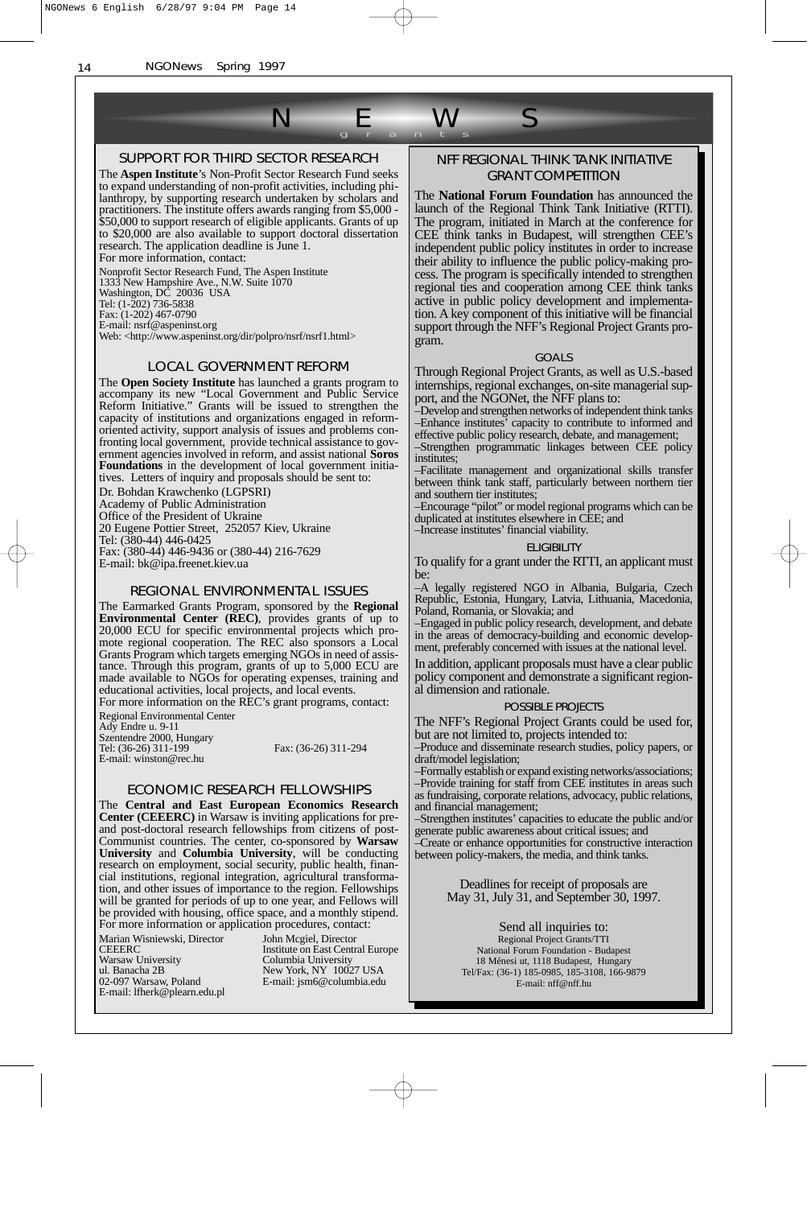# N E W S

grants

## SUPPORT FOR THIRD SECTOR RESEARCH

The **Aspen Institute**'s Non-Profit Sector Research Fund seeks to expand understanding of non-profit activities, including philanthropy, by supporting research undertaken by scholars and practitioners. The institute offers awards ranging from $5,000 - $50,000 to support research of eligible applicants. Grants of up to $20,000 are also available to support doctoral dissertation research. The application deadline is June 1.

For more information, contact:

Nonprofit Sector Research Fund, The Aspen Institute
1333 New Hampshire Ave., N.W. Suite 1070
Washington, DC 20036 USA
Tel: (1-202) 736-5838
Fax: (1-202) 467-0790
E-mail: nsrf@aspeninst.org
Web: <http://www.aspeninst.org/dir/polpro/nsrf/nsrf1.html>

## LOCAL GOVERNMENT REFORM

The **Open Society Institute** has launched a grants program to accompany its new "Local Government and Public Service Reform Initiative." Grants will be issued to strengthen the capacity of institutions and organizations engaged in reform-oriented activity, support analysis of issues and problems confronting local government, provide technical assistance to government agencies involved in reform, and assist national **Soros Foundations** in the development of local government initiatives. Letters of inquiry and proposals should be sent to:

Dr. Bohdan Krawchenko (LGPSRI)
Academy of Public Administration
Office of the President of Ukraine
20 Eugene Pottier Street, 252057 Kiev, Ukraine
Tel: (380-44) 446-0425
Fax: (380-44) 446-9436 or (380-44) 216-7629
E-mail: bk@ipa.freenet.kiev.ua

## REGIONAL ENVIRONMENTAL ISSUES

The Earmarked Grants Program, sponsored by the **Regional Environmental Center (REC)**, provides grants of up to 20,000 ECU for specific environmental projects which promote regional cooperation. The REC also sponsors a Local Grants Program which targets emerging NGOs in need of assistance. Through this program, grants of up to 5,000 ECU are made available to NGOs for operating expenses, training and educational activities, local projects, and local events.

For more information on the REC's grant programs, contact:

Regional Environmental Center
Ady Endre u. 9-11
Szentendre 2000, Hungary
Tel: (36-26) 311-199
Fax: (36-26) 311-294
E-mail: winston@rec.hu

## ECONOMIC RESEARCH FELLOWSHIPS

The **Central and East European Economics Research Center (CEEERC)** in Warsaw is inviting applications for pre- and post-doctoral research fellowships from citizens of post-Communist countries. The center, co-sponsored by **Warsaw University** and **Columbia University**, will be conducting research on employment, social security, public health, financial institutions, regional integration, agricultural transformation, and other issues of importance to the region. Fellowships will be granted for periods of up to one year, and Fellows will be provided with housing, office space, and a monthly stipend. For more information or application procedures, contact:

Marian Wisniewski, Director
CEEERC
Warsaw University
ul. Banacha 2B
02-097 Warsaw, Poland
E-mail: lfherk@plearn.edu.pl

John Mcgiel, Director
Institute on East Central Europe
Columbia University
New York, NY 10027 USA
E-mail: jsm6@columbia.edu

## NFF REGIONAL THINK TANK INITIATIVE GRANT COMPETITION

The **National Forum Foundation** has announced the launch of the Regional Think Tank Initiative (RTTI). The program, initiated in March at the conference for CEE think tanks in Budapest, will strengthen CEE's independent public policy institutes in order to increase their ability to influence the public policy-making process. The program is specifically intended to strengthen regional ties and cooperation among CEE think tanks active in public policy development and implementation. A key component of this initiative will be financial support through the NFF's Regional Project Grants program.

### GOALS

Through Regional Project Grants, as well as U.S.-based internships, regional exchanges, on-site managerial support, and the NGONet, the NFF plans to:

–Develop and strengthen networks of independent think tanks
–Enhance institutes' capacity to contribute to informed and effective public policy research, debate, and management;
–Strengthen programmatic linkages between CEE policy institutes;
–Facilitate management and organizational skills transfer between think tank staff, particularly between northern tier and southern tier institutes;
–Encourage "pilot" or model regional programs which can be duplicated at institutes elsewhere in CEE; and
–Increase institutes' financial viability.

### ELIGIBILITY

To qualify for a grant under the RTTI, an applicant must be:

–A legally registered NGO in Albania, Bulgaria, Czech Republic, Estonia, Hungary, Latvia, Lithuania, Macedonia, Poland, Romania, or Slovakia; and
–Engaged in public policy research, development, and debate in the areas of democracy-building and economic development, preferably concerned with issues at the national level.

In addition, applicant proposals must have a clear public policy component and demonstrate a significant regional dimension and rationale.

### POSSIBLE PROJECTS

The NFF's Regional Project Grants could be used for, but are not limited to, projects intended to:

–Produce and disseminate research studies, policy papers, or draft/model legislation;
–Formally establish or expand existing networks/associations;
–Provide training for staff from CEE institutes in areas such as fundraising, corporate relations, advocacy, public relations, and financial management;
–Strengthen institutes' capacities to educate the public and/or generate public awareness about critical issues; and
–Create or enhance opportunities for constructive interaction between policy-makers, the media, and think tanks.

Deadlines for receipt of proposals are May 31, July 31, and September 30, 1997.

Send all inquiries to:
Regional Project Grants/TTI
National Forum Foundation - Budapest
18 Ménesi ut, 1118 Budapest, Hungary
Tel/Fax: (36-1) 185-0985, 185-3108, 166-9879
E-mail: nff@nff.hu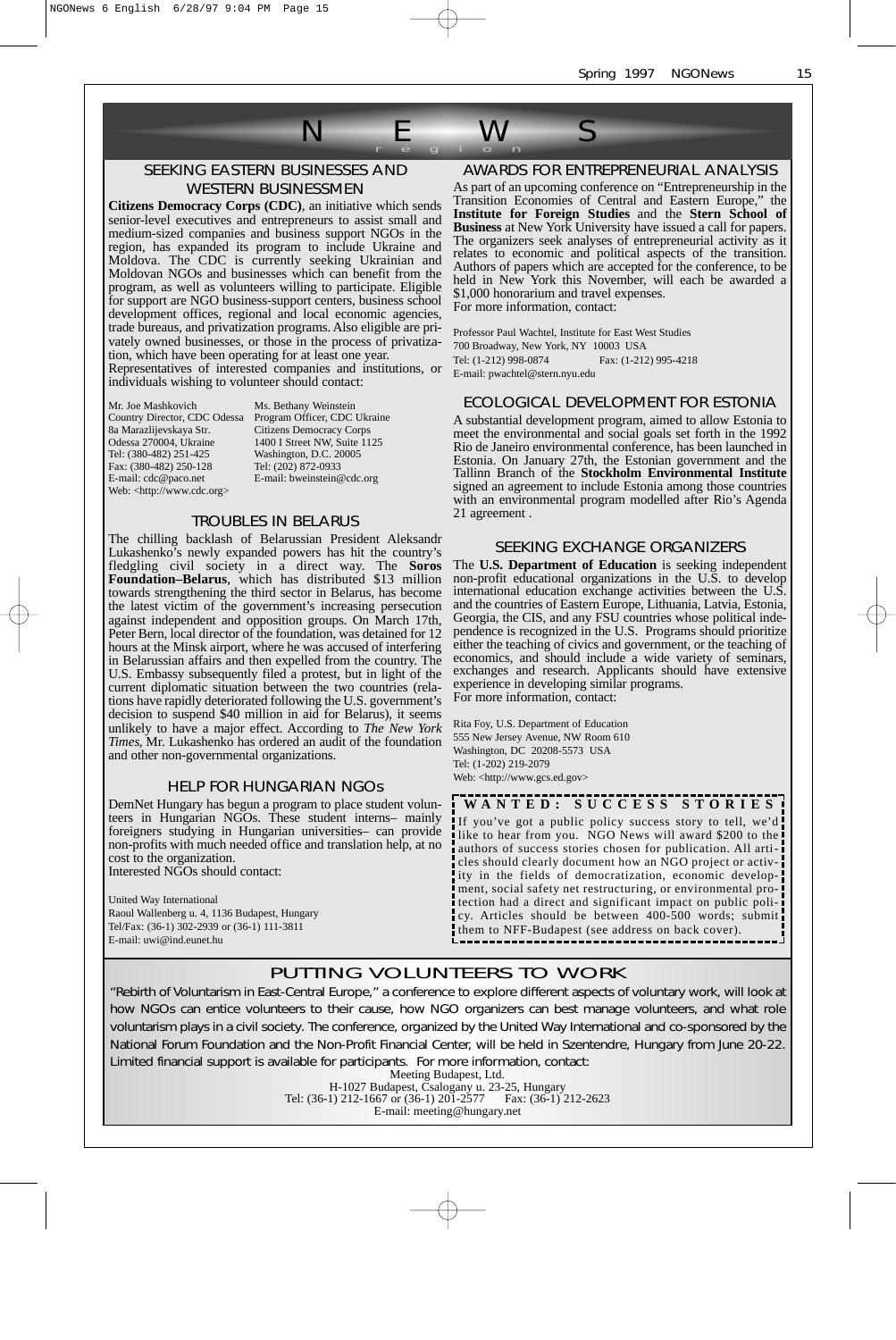# NEWS region

## SEEKING EASTERN BUSINESSES AND WESTERN BUSINESSMEN

**Citizens Democracy Corps (CDC)**, an initiative which sends senior-level executives and entrepreneurs to assist small and medium-sized companies and business support NGOs in the region, has expanded its program to include Ukraine and Moldova. The CDC is currently seeking Ukrainian and Moldovan NGOs and businesses which can benefit from the program, as well as volunteers willing to participate. Eligible for support are NGO business-support centers, business school development offices, regional and local economic agencies, trade bureaus, and privatization programs. Also eligible are privately owned businesses, or those in the process of privatization, which have been operating for at least one year.

Representatives of interested companies and institutions, or individuals wishing to volunteer should contact:

Mr. Joe Mashkovich
Country Director, CDC Odessa
8a Marazlijevskaya Str.
Odessa 270004, Ukraine
Tel: (380-482) 251-425
Fax: (380-482) 250-128
E-mail: cdc@paco.net
Web: <http://www.cdc.org>

Ms. Bethany Weinstein
Program Officer, CDC Ukraine
Citizens Democracy Corps
1400 I Street NW, Suite 1125
Washington, D.C. 20005
Tel: (202) 872-0933
E-mail: bweinstein@cdc.org

## TROUBLES IN BELARUS

The chilling backlash of Belarussian President Aleksandr Lukashenko's newly expanded powers has hit the country's fledgling civil society in a direct way. The **Soros Foundation–Belarus**, which has distributed $13 million towards strengthening the third sector in Belarus, has become the latest victim of the government's increasing persecution against independent and opposition groups. On March 17th, Peter Bern, local director of the foundation, was detained for 12 hours at the Minsk airport, where he was accused of interfering in Belarussian affairs and then expelled from the country. The U.S. Embassy subsequently filed a protest, but in light of the current diplomatic situation between the two countries (relations have rapidly deteriorated following the U.S. government's decision to suspend $40 million in aid for Belarus), it seems unlikely to have a major effect. According to *The New York Times*, Mr. Lukashenko has ordered an audit of the foundation and other non-governmental organizations.

## HELP FOR HUNGARIAN NGOs

DemNet Hungary has begun a program to place student volunteers in Hungarian NGOs. These student interns– mainly foreigners studying in Hungarian universities– can provide non-profits with much needed office and translation help, at no cost to the organization.

Interested NGOs should contact:

United Way International
Raoul Wallenberg u. 4, 1136 Budapest, Hungary
Tel/Fax: (36-1) 302-2939 or (36-1) 111-3811
E-mail: uwi@ind.eunet.hu

## AWARDS FOR ENTREPRENEURIAL ANALYSIS

As part of an upcoming conference on "Entrepreneurship in the Transition Economies of Central and Eastern Europe," the **Institute for Foreign Studies** and the **Stern School of Business** at New York University have issued a call for papers. The organizers seek analyses of entrepreneurial activity as it relates to economic and political aspects of the transition. Authors of papers which are accepted for the conference, to be held in New York this November, will each be awarded a $1,000 honorarium and travel expenses.

For more information, contact:

Professor Paul Wachtel, Institute for East West Studies
700 Broadway, New York, NY 10003 USA
Tel: (1-212) 998-0874 Fax: (1-212) 995-4218
E-mail: pwachtel@stern.nyu.edu

## ECOLOGICAL DEVELOPMENT FOR ESTONIA

A substantial development program, aimed to allow Estonia to meet the environmental and social goals set forth in the 1992 Rio de Janeiro environmental conference, has been launched in Estonia. On January 27th, the Estonian government and the Tallinn Branch of the **Stockholm Environmental Institute** signed an agreement to include Estonia among those countries with an environmental program modelled after Rio's Agenda 21 agreement .

## SEEKING EXCHANGE ORGANIZERS

The **U.S. Department of Education** is seeking independent non-profit educational organizations in the U.S. to develop international education exchange activities between the U.S. and the countries of Eastern Europe, Lithuania, Latvia, Estonia, Georgia, the CIS, and any FSU countries whose political independence is recognized in the U.S. Programs should prioritize either the teaching of civics and government, or the teaching of economics, and should include a wide variety of seminars, exchanges and research. Applicants should have extensive experience in developing similar programs.

For more information, contact:

Rita Foy, U.S. Department of Education
555 New Jersey Avenue, NW Room 610
Washington, DC 20208-5573 USA
Tel: (1-202) 219-2079
Web: <http://www.gcs.ed.gov>

## WANTED: SUCCESS STORIES

If you've got a public policy success story to tell, we'd like to hear from you. NGO News will award $200 to the authors of success stories chosen for publication. All articles should clearly document how an NGO project or activity in the fields of democratization, economic development, social safety net restructuring, or environmental protection had a direct and significant impact on public policy. Articles should be between 400-500 words; submit them to NFF-Budapest (see address on back cover).

## PUTTING VOLUNTEERS TO WORK

"Rebirth of Voluntarism in East-Central Europe," a conference to explore different aspects of voluntary work, will look at how NGOs can entice volunteers to their cause, how NGO organizers can best manage volunteers, and what role voluntarism plays in a civil society. The conference, organized by the United Way International and co-sponsored by the National Forum Foundation and the Non-Profit Financial Center, will be held in Szentendre, Hungary from June 20-22. Limited financial support is available for participants. For more information, contact:

Meeting Budapest, Ltd.
H-1027 Budapest, Csalogany u. 23-25, Hungary
Tel: (36-1) 212-1667 or (36-1) 201-2577 Fax: (36-1) 212-2623
E-mail: meeting@hungary.net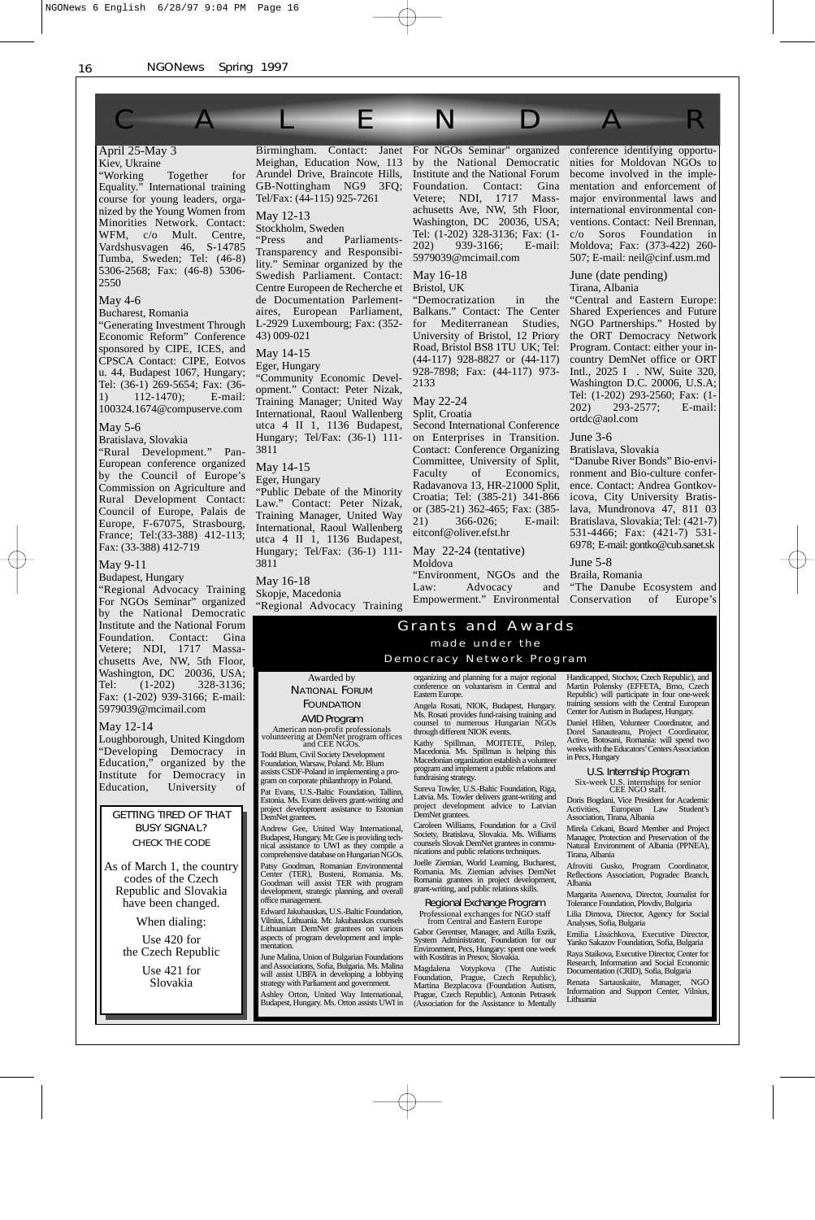# CALENDAR

**April 25-May 3**
Kiev, Ukraine
"Working Together for Equality." International training course for young leaders, organized by the Young Women from Minorities Network. Contact: WFM, c/o Mult. Centre, Vardshusvagen 46, S-14785 Tumba, Sweden; Tel: (46-8) 5306-2568; Fax: (46-8) 5306-2550

**May 4-6**
Bucharest, Romania
"Generating Investment Through Economic Reform" Conference sponsored by CIPE, ICES, and CPSCA Contact: CIPE, Eotvos u. 44, Budapest 1067, Hungary; Tel: (36-1) 269-5654; Fax: (36-1) 112-1470); E-mail: 100324.1674@compuserve.com

**May 5-6**
Bratislava, Slovakia
"Rural Development." Pan-European conference organized by the Council of Europe's Commission on Agriculture and Rural Development Contact: Council of Europe, Palais de Europe, F-67075, Strasbourg, France; Tel:(33-388) 412-113; Fax: (33-388) 412-719

**May 9-11**
Budapest, Hungary
"Regional Advocacy Training For NGOs Seminar" organized by the National Democratic Institute and the National Forum Foundation. Contact: Gina Vetere; NDI, 1717 Massachusetts Ave, NW, 5th Floor, Washington, DC 20036, USA; Tel: (1-202) 328-3136; Fax: (1-202) 939-3166; E-mail: 5979039@mcimail.com

**May 12-14**
Loughborough, United Kingdom
"Developing Democracy in Education," organized by the Institute for Democracy in Education, University of Birmingham. Contact: Janet Meighan, Education Now, 113 Arundel Drive, Braincote Hills, GB-Nottingham NG9 3FQ; Tel/Fax: (44-115) 925-7261

**May 12-13**
Stockholm, Sweden
"Press and Parliaments-Transparency and Responsibility." Seminar organized by the Swedish Parliament. Contact: Centre Europeen de Recherche et de Documentation Parlementaires, European Parliament, L-2929 Luxembourg; Fax: (352-43) 009-021

**May 14-15**
Eger, Hungary
"Community Economic Development." Contact: Peter Nizak, Training Manager; United Way International, Raoul Wallenberg utca 4 II 1, 1136 Budapest, Hungary; Tel/Fax: (36-1) 111-3811

**May 14-15**
Eger, Hungary
"Public Debate of the Minority Law." Contact: Peter Nizak, Training Manager, United Way International, Raoul Wallenberg utca 4 II 1, 1136 Budapest, Hungary; Tel/Fax: (36-1) 111-3811

**May 16-18**
Skopje, Macedonia
"Regional Advocacy Training For NGOs Seminar" organized by the National Democratic Institute and the National Forum Foundation. Contact: Gina Vetere; NDI, 1717 Massachusetts Ave, NW, 5th Floor, Washington, DC 20036, USA; Tel: (1-202) 328-3136; Fax: (1-202) 939-3166; E-mail: 5979039@mcimail.com

**May 16-18**
Bristol, UK
"Democratization in the Balkans." Contact: The Center for Mediterranean Studies, University of Bristol, 12 Priory Road, Bristol BS8 1TU UK; Tel: (44-117) 928-8827 or (44-117) 928-7898; Fax: (44-117) 973-2133

**May 22-24**
Split, Croatia
Second International Conference on Enterprises in Transition. Contact: Conference Organizing Committee, University of Split, Faculty of Economics, Radavanova 13, HR-21000 Split, Croatia; Tel: (385-21) 341-866 or (385-21) 362-465; Fax: (385-21) 366-026; E-mail: eitconf@oliver.efst.hr

**May 22-24 (tentative)**
Moldova
"Environment, NGOs and the Law: Advocacy and Empowerment." Environmental conference identifying opportunities for Moldovan NGOs to become involved in the implementation and enforcement of major environmental laws and international environmental conventions. Contact: Neil Brennan, c/o Soros Foundation in Moldova; Fax: (373-422) 260-507; E-mail: neil@cinf.usm.md

**June (date pending)**
Tirana, Albania
"Central and Eastern Europe: Shared Experiences and Future NGO Partnerships." Hosted by the ORT Democracy Network Program. Contact: either your in-country DemNet office or ORT Intl., 2025 I . NW, Suite 320, Washington D.C. 20006, U.S.A; Tel: (1-202) 293-2560; Fax: (1-202) 293-2577; E-mail: ortdc@aol.com

**June 3-6**
Bratislava, Slovakia
"Danube River Bonds" Bio-environment and Bio-culture conference. Contact: Andrea Gontkovicova, City University Bratislava, Mundronova 47, 811 03 Bratislava, Slovakia; Tel: (421-7) 531-4466; Fax: (421-7) 531-6978; E-mail: gontko@cub.sanet.sk

**June 5-8**
Braila, Romania
"The Danube Ecosystem and Conservation of Europe's

---

**GETTING TIRED OF THAT BUSY SIGNAL?**
CHECK THE CODE

As of March 1, the country codes of the Czech Republic and Slovakia have been changed.

When dialing:

Use 420 for the Czech Republic

Use 421 for Slovakia

---

## Grants and Awards
### made under the Democracy Network Program

Awarded by
**NATIONAL FORUM FOUNDATION**

### AVID Program
American non-profit professionals volunteering at DemNet program offices and CEE NGOs.

Todd Blum, Civil Society Development Foundation, Warsaw, Poland. Mr. Blum assists CSDF-Poland in implementing a program on corporate philanthropy in Poland.

Pat Evans, U.S.-Baltic Foundation, Tallinn, Estonia. Ms. Evans delivers grant-writing and project development assistance to Estonian DemNet grantees.

Andrew Gee, United Way International, Budapest, Hungary. Mr. Gee is providing technical assistance to UWI as they compile a comprehensive database on Hungarian NGOs.

Patsy Goodman, Romanian Environmental Center (TER), Busteni, Romania. Ms. Goodman will assist TER with program development, strategic planning, and overall office management.

Edward Jakubauskas, U.S.-Baltic Foundation, Vilnius, Lithuania. Mr. Jakubauskas counsels Lithuanian DemNet grantees on various aspects of program development and implementation.

June Malina, Union of Bulgarian Foundations and Associations, Sofia, Bulgaria. Ms. Malina will assist UBFA in developing a lobbying strategy with Parliament and government.

Ashley Orton, United Way International, Budapest, Hungary. Ms. Orton assists UWI in organizing and planning for a major regional conference on voluntarism in Central and Eastern Europe.

Angela Rosati, NIOK, Budapest, Hungary. Ms. Rosati provides fund-raising training and counsel to numerous Hungarian NGOs through different NIOK events.

Kathy Spillman, MOITETE, Prilep, Macedonia. Ms. Spillman is helping this Macedonian organization establish a volunteer program and implement a public relations and fundraising strategy.

Sureva Towler, U.S.-Baltic Foundation, Riga, Latvia. Ms. Towler delivers grant-writing and project development advice to Latvian DemNet grantees.

Caroleen Williams, Foundation for a Civil Society, Bratislava, Slovakia. Ms. Williams counsels Slovak DemNet grantees in communications and public relations techniques.

Joelle Ziemian, World Learning, Bucharest, Romania. Ms. Ziemian advises DemNet Romania grantees in project development, grant-writing, and public relations skills.

### Regional Exchange Program
Professional exchanges for NGO staff from Central and Eastern Europe

Gabor Gerentser, Manager, and Atilla Eszik, System Administrator, Foundation for our Environment, Pecs, Hungary: spent one week with Kostitras in Presov, Slovakia.

Magdalena Votypkova (The Autistic Foundation, Prague, Czech Republic), Martina Bezplacova (Foundation Autism, Prague, Czech Republic), Antonin Petrasek (Association for the Assistance to Mentally Handicapped, Stochov, Czech Republic), and Martin Polensky (EFFETA, Brno, Czech Republic) will participate in four one-week training sessions with the Central European Center for Autism in Budapest, Hungary.

Daniel Hliben, Volunteer Coordinator, and Dorel Sanauteanu, Project Coordinator, Active, Botosani, Romania: will spend two weeks with the Educators' Centers Association in Pecs, Hungary

### U.S. Internship Program
Six-week U.S. internships for senior CEE NGO staff.

Doris Bogdani, Vice President for Academic Activities, European Law Student's Association, Tirana, Albania

Mirela Cekani, Board Member and Project Manager, Protection and Preservation of the Natural Environment of Albania (PPNEA), Tirana, Albania

Afroviti Gusko, Program Coordinator, Reflections Association, Pogradec Branch, Albania

Margarita Assenova, Director, Journalist for Tolerance Foundation, Plovdiv, Bulgaria

Lilia Dimova, Director, Agency for Social Analyses, Sofia, Bulgaria

Emilia Lissichkova, Executive Director, Yanko Sakazov Foundation, Sofia, Bulgaria

Raya Staikova, Executive Director, Center for Research, Information and Social Economic Documentation (CRID), Sofia, Bulgaria

Renata Sartauskaite, Manager, NGO Information and Support Center, Vilnius, Lithuania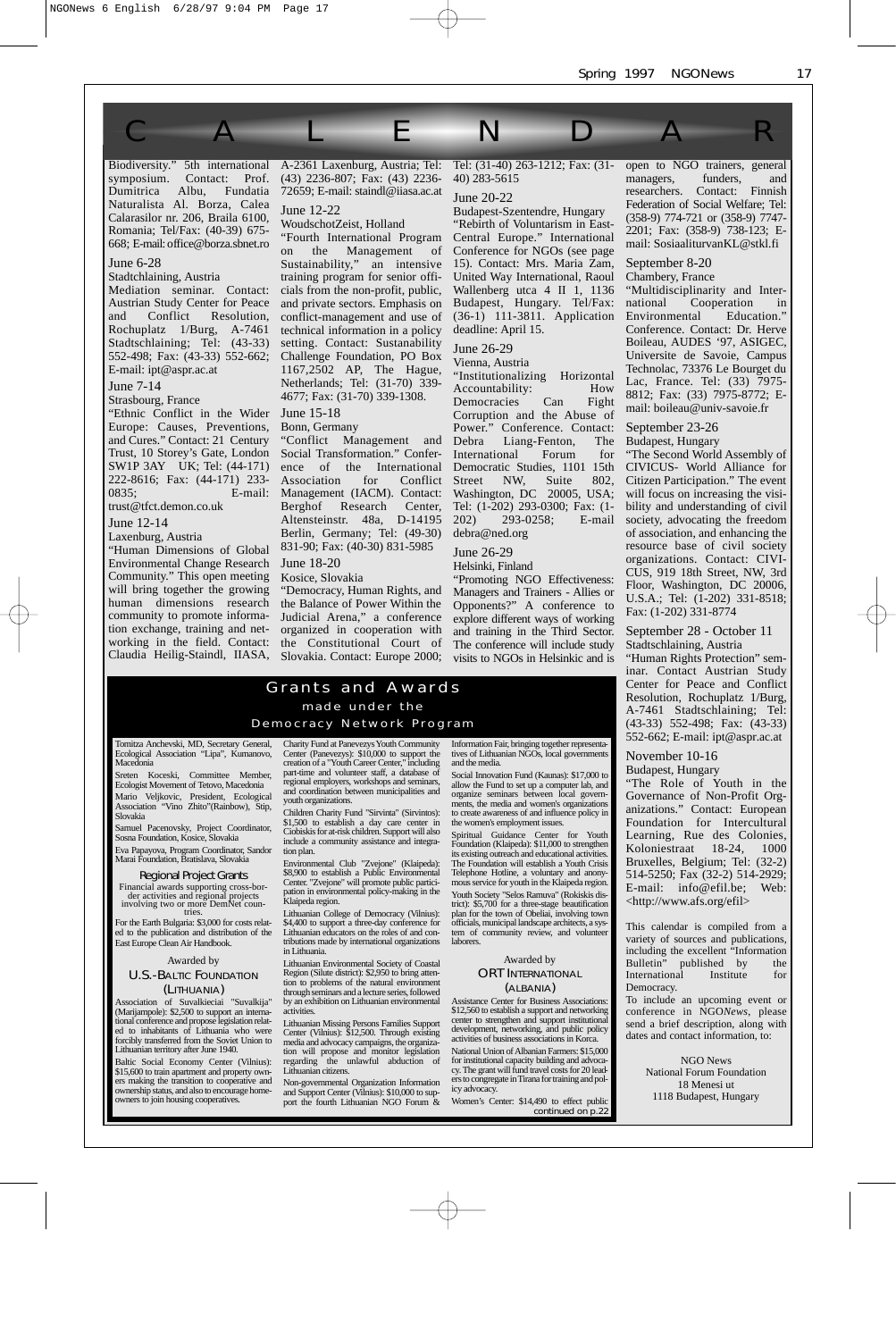# CALENDAR

Biodiversity." 5th international symposium. Contact: Prof. Dumitrica Albu, Fundatia Naturalista Al. Borza, Calea Calarasilor nr. 206, Braila 6100, Romania; Tel/Fax: (40-39) 675-668; E-mail: office@borza.sbnet.ro

**June 6-28**
Stadtchlaining, Austria
Mediation seminar. Contact: Austrian Study Center for Peace and Conflict Resolution, Rochuplatz 1/Burg, A-7461 Stadtschlaining; Tel: (43-33) 552-498; Fax: (43-33) 552-662; E-mail: ipt@aspr.ac.at

**June 7-14**
Strasbourg, France
"Ethnic Conflict in the Wider Europe: Causes, Preventions, and Cures." Contact: 21 Century Trust, 10 Storey's Gate, London SW1P 3AY UK; Tel: (44-171) 222-8616; Fax: (44-171) 233-0835; E-mail: trust@tfct.demon.co.uk

**June 12-14**
Laxenburg, Austria
"Human Dimensions of Global Environmental Change Research Community." This open meeting will bring together the growing human dimensions research community to promote information exchange, training and networking in the field. Contact: Claudia Heilig-Staindl, IIASA, A-2361 Laxenburg, Austria; Tel: (43) 2236-807; Fax: (43) 2236-72659; E-mail: staindl@iiasa.ac.at

**June 12-22**
WoudschotZeist, Holland
"Fourth International Program on the Management of Sustainability," an intensive training program for senior officials from the non-profit, public, and private sectors. Emphasis on conflict-management and use of technical information in a policy setting. Contact: Sustanability Challenge Foundation, PO Box 1167,2502 AP, The Hague, Netherlands; Tel: (31-70) 339-4677; Fax: (31-70) 339-1308.

**June 15-18**
Bonn, Germany
"Conflict Management and Social Transformation." Conference of the International Association for Conflict Management (IACM). Contact: Berghof Research Center, Altensteinstr. 48a, D-14195 Berlin, Germany; Tel: (49-30) 831-90; Fax: (40-30) 831-5985

**June 18-20**
Kosice, Slovakia
"Democracy, Human Rights, and the Balance of Power Within the Judicial Arena," a conference organized in cooperation with the Constitutional Court of Slovakia. Contact: Europe 2000; Tel: (31-40) 263-1212; Fax: (31-40) 283-5615

**June 20-22**
Budapest-Szentendre, Hungary
"Rebirth of Voluntarism in East-Central Europe." International Conference for NGOs (see page 15). Contact: Mrs. Maria Zam, United Way International, Raoul Wallenberg utca 4 II 1, 1136 Budapest, Hungary. Tel/Fax: (36-1) 111-3811. Application deadline: April 15.

**June 26-29**
Vienna, Austria
"Institutionalizing Horizontal Accountability: How Democracies Can Fight Corruption and the Abuse of Power." Conference. Contact: Debra Liang-Fenton, The International Forum for Democratic Studies, 1101 15th Street NW, Suite 802, Washington, DC 20005, USA; Tel: (1-202) 293-0300; Fax: (1-202) 293-0258; E-mail debra@ned.org

**June 26-29**
Helsinki, Finland
"Promoting NGO Effectiveness: Managers and Trainers - Allies or Opponents?" A conference to explore different ways of working and training in the Third Sector. The conference will include study visits to NGOs in Helsinkic and is open to NGO trainers, general managers, funders, and researchers. Contact: Finnish Federation of Social Welfare; Tel: (358-9) 774-721 or (358-9) 7747-2201; Fax: (358-9) 738-123; E-mail: SosiaaliturvanKL@stkl.fi

**September 8-20**
Chambery, France
"Multidisciplinarity and International Cooperation in Environmental Education." Conference. Contact: Dr. Herve Boileau, AUDES '97, ASIGEC, Universite de Savoie, Campus Technolac, 73376 Le Bourget du Lac, France. Tel: (33) 7975-8812; Fax: (33) 7975-8772; E-mail: boileau@univ-savoie.fr

**September 23-26**
Budapest, Hungary
"The Second World Assembly of CIVICUS- World Alliance for Citizen Participation." The event will focus on increasing the visibility and understanding of civil society, advocating the freedom of association, and enhancing the resource base of civil society organizations. Contact: CIVICUS, 919 18th Street, NW, 3rd Floor, Washington, DC 20006, U.S.A.; Tel: (1-202) 331-8518; Fax: (1-202) 331-8774

**September 28 - October 11**
Stadtschlaining, Austria
"Human Rights Protection" seminar. Contact Austrian Study Center for Peace and Conflict Resolution, Rochuplatz 1/Burg, A-7461 Stadtschlaining; Tel: (43-33) 552-498; Fax: (43-33) 552-662; E-mail: ipt@aspr.ac.at

**November 10-16**
Budapest, Hungary
"The Role of Youth in the Governance of Non-Profit Organizations." Contact: European Foundation for Intercultural Learning, Rue des Colonies, Koloniestraat 18-24, 1000 Bruxelles, Belgium; Tel: (32-2) 514-5250; Fax (32-2) 514-2929; E-mail: info@efil.be; Web: <http://www.afs.org/efil>

This calendar is compiled from a variety of sources and publications, including the excellent "Information Bulletin" published by the International Institute for Democracy.

To include an upcoming event or conference in NGO*News*, please send a brief description, along with dates and contact information, to:

NGO News
National Forum Foundation
18 Menesi ut
1118 Budapest, Hungary

## Grants and Awards made under the Democracy Network Program

Tomitza Anchevski, MD, Secretary General, Ecological Association "Lipa", Kumanovo, Macedonia

Sreten Koceski, Committee Member, Ecologist Movement of Tetovo, Macedonia

Mario Veljkovic, President, Ecological Association "Vino Zhito"(Rainbow), Stip, Slovakia

Samuel Pacenovsky, Project Coordinator, Sosna Foundation, Kosice, Slovakia

Eva Papayova, Program Coordinator, Sandor Marai Foundation, Bratislava, Slovakia

### Regional Project Grants

Financial awards supporting cross-border activities and regional projects involving two or more DemNet countries.

For the Earth Bulgaria: $3,000 for costs related to the publication and distribution of the East Europe Clean Air Handbook.

### Awarded by U.S.-Baltic Foundation (Lithuania)

Association of Suvalkieciai "Suvalkija" (Marijampole): $2,500 to support an international conference and propose legislation related to inhabitants of Lithuania who were forcibly transferred from the Soviet Union to Lithuanian territory after June 1940.

Baltic Social Economy Center (Vilnius): $15,600 to train apartment and property owners making the transition to cooperative and ownership status, and also to encourage homeowners to join housing cooperatives.

Charity Fund at Panevezys Youth Community Center (Panevezys): $10,000 to support the creation of a "Youth Career Center," including part-time and volunteer staff, a database of regional employers, workshops and seminars, and coordination between municipalities and youth organizations.

Children Charity Fund "Sirvinta" (Sirvintos): $1,500 to establish a day care center in Ciobiskis for at-risk children. Support will also include a community assistance and integration plan.

Environmental Club "Zvejone" (Klaipeda): $8,900 to establish a Public Environmental Center. "Zvejone" will promote public participation in environmental policy-making in the Klaipeda region.

Lithuanian College of Democracy (Vilnius): $4,400 to support a three-day conference for Lithuanian educators on the roles of and contributions made by international organizations in Lithuania.

Lithuanian Environmental Society of Coastal Region (Silute district): $2,950 to bring attention to problems of the natural environment through seminars and a lecture series, followed by an exhibition on Lithuanian environmental activities.

Lithuanian Missing Persons Families Support Center (Vilnius): $12,500. Through existing media and advocacy campaigns, the organization will propose and monitor legislation regarding the unlawful abduction of Lithuanian citizens.

Non-governmental Organization Information and Support Center (Vilnius): $10,000 to support the fourth Lithuanian NGO Forum & Information Fair, bringing together representatives of Lithuanian NGOs, local governments and the media.

Social Innovation Fund (Kaunas): $17,000 to allow the Fund to set up a computer lab, and organize seminars between local governments, the media and women's organizations to create awareness of and influence policy in the women's employment issues.

Spiritual Guidance Center for Youth Foundation (Klaipeda): $11,000 to strengthen its existing outreach and educational activities. The Foundation will establish a Youth Crisis Telephone Hotline, a voluntary and anonymous service for youth in the Klaipeda region.

Youth Society "Selos Ramuva" (Rokiskis district): $5,700 for a three-stage beautification plan for the town of Obeliai, involving town officials, municipal landscape architects, a system of community review, and volunteer laborers.

### Awarded by ORT International (Albania)

Assistance Center for Business Associations: $12,560 to establish a support and networking center to strengthen and support institutional development, networking, and public policy activities of business associations in Korca.

National Union of Albanian Farmers: $15,000 for institutional capacity building and advocacy. The grant will fund travel costs for 20 leaders to congregate in Tirana for training and policy advocacy.

Women's Center: $14,490 to effect public

*continued on p.22*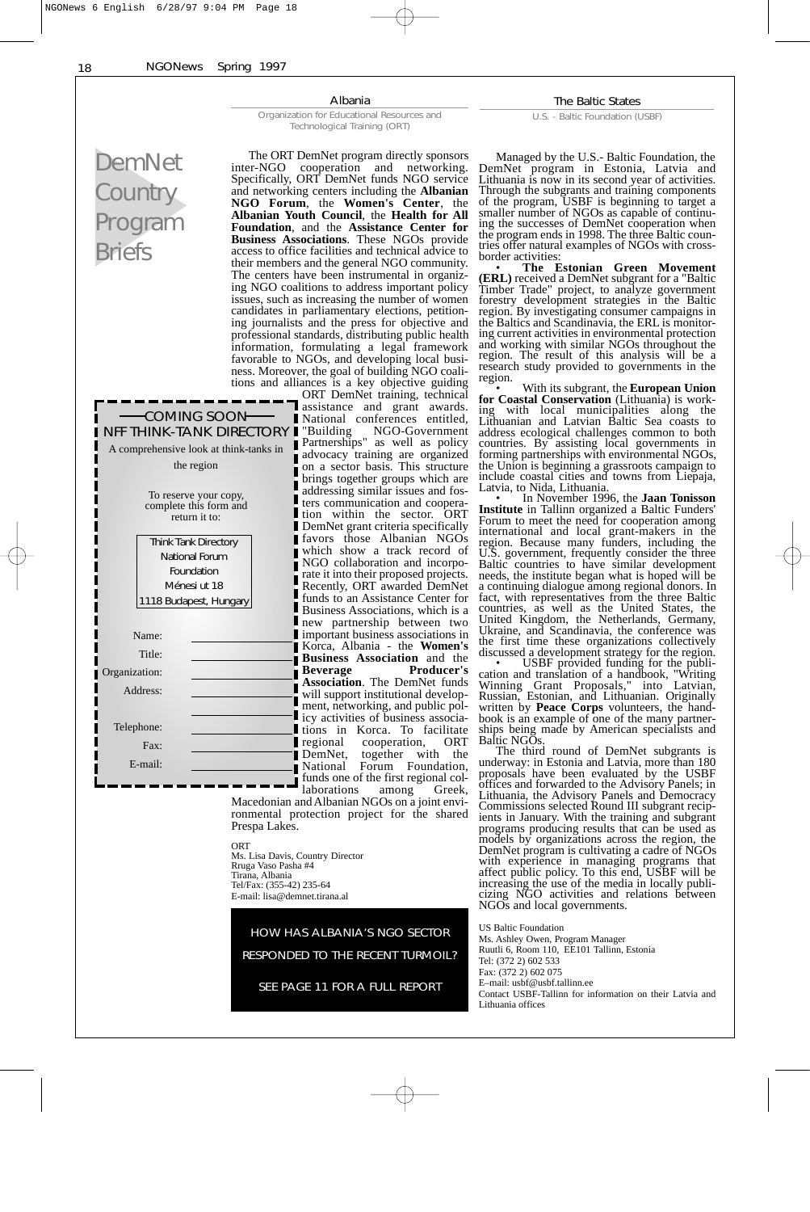# DemNet Country Program Briefs

## Albania

Organization for Educational Resources and Technological Training (ORT)

The ORT DemNet program directly sponsors inter-NGO cooperation and networking. Specifically, ORT DemNet funds NGO service and networking centers including the **Albanian NGO Forum**, the **Women's Center**, the **Albanian Youth Council**, the **Health for All Foundation**, and the **Assistance Center for Business Associations**. These NGOs provide access to office facilities and technical advice to their members and the general NGO community. The centers have been instrumental in organizing NGO coalitions to address important policy issues, such as increasing the number of women candidates in parliamentary elections, petitioning journalists and the press for objective and professional standards, distributing public health information, formulating a legal framework favorable to NGOs, and developing local business. Moreover, the goal of building NGO coalitions and alliances is a key objective guiding ORT DemNet training, technical assistance and grant awards. National conferences entitled, "Building NGO-Government Partnerships" as well as policy advocacy training are organized on a sector basis. This structure brings together groups which are addressing similar issues and fosters communication and cooperation within the sector. ORT DemNet grant criteria specifically favors those Albanian NGOs which show a track record of NGO collaboration and incorporate it into their proposed projects. Recently, ORT awarded DemNet funds to an Assistance Center for Business Associations, which is a new partnership between two important business associations in Korca, Albania - the **Women's Business Association** and the **Beverage Producer's Association**. The DemNet funds will support institutional development, networking, and public policy activities of business associations in Korca. To facilitate regional cooperation, ORT DemNet, together with the National Forum Foundation, funds one of the first regional collaborations among Greek, Macedonian and Albanian NGOs on a joint environmental protection project for the shared Prespa Lakes.

ORT
Ms. Lisa Davis, Country Director
Rruga Vaso Pasha #4
Tirana, Albania
Tel/Fax: (355-42) 235-64
E-mail: lisa@demnet.tirana.al

---

**COMING SOON**
**NFF THINK-TANK DIRECTORY**

A comprehensive look at think-tanks in the region

To reserve your copy, complete this form and return it to:

Think Tank Directory
National Forum Foundation
Ménesi ut 18
1118 Budapest, Hungary

Name: ____________
Title: ____________
Organization: ____________
Address: ____________
____________
Telephone: ____________
Fax: ____________
E-mail: ____________

---

HOW HAS ALBANIA'S NGO SECTOR RESPONDED TO THE RECENT TURMOIL?

SEE PAGE 11 FOR A FULL REPORT

---

## The Baltic States

U.S. - Baltic Foundation (USBF)

Managed by the U.S.- Baltic Foundation, the DemNet program in Estonia, Latvia and Lithuania is now in its second year of activities. Through the subgrants and training components of the program, USBF is beginning to target a smaller number of NGOs as capable of continuing the successes of DemNet cooperation when the program ends in 1998. The three Baltic countries offer natural examples of NGOs with cross-border activities:

- **The Estonian Green Movement (ERL)** received a DemNet subgrant for a "Baltic Timber Trade" project, to analyze government forestry development strategies in the Baltic region. By investigating consumer campaigns in the Baltics and Scandinavia, the ERL is monitoring current activities in environmental protection and working with similar NGOs throughout the region. The result of this analysis will be a research study provided to governments in the region.
- With its subgrant, the **European Union for Coastal Conservation** (Lithuania) is working with local municipalities along the Lithuanian and Latvian Baltic Sea coasts to address ecological challenges common to both countries. By assisting local governments in forming partnerships with environmental NGOs, the Union is beginning a grassroots campaign to include coastal cities and towns from Liepaja, Latvia, to Nida, Lithuania.
- In November 1996, the **Jaan Tonisson Institute** in Tallinn organized a Baltic Funders' Forum to meet the need for cooperation among international and local grant-makers in the region. Because many funders, including the U.S. government, frequently consider the three Baltic countries to have similar development needs, the institute began what is hoped will be a continuing dialogue among regional donors. In fact, with representatives from the three Baltic countries, as well as the United States, the United Kingdom, the Netherlands, Germany, Ukraine, and Scandinavia, the conference was the first time these organizations collectively discussed a development strategy for the region.
- USBF provided funding for the publication and translation of a handbook, "Writing Winning Grant Proposals," into Latvian, Russian, Estonian, and Lithuanian. Originally written by **Peace Corps** volunteers, the handbook is an example of one of the many partnerships being made by American specialists and Baltic NGOs.

The third round of DemNet subgrants is underway: in Estonia and Latvia, more than 180 proposals have been evaluated by the USBF offices and forwarded to the Advisory Panels; in Lithuania, the Advisory Panels and Democracy Commissions selected Round III subgrant recipients in January. With the training and subgrant programs producing results that can be used as models by organizations across the region, the DemNet program is cultivating a cadre of NGOs with experience in managing programs that affect public policy. To this end, USBF will be increasing the use of the media in locally publicizing NGO activities and relations between NGOs and local governments.

US Baltic Foundation
Ms. Ashley Owen, Program Manager
Ruutli 6, Room 110, EE101 Tallinn, Estonia
Tel: (372 2) 602 533
Fax: (372 2) 602 075
E–mail: usbf@usbf.tallinn.ee
Contact USBF-Tallinn for information on their Latvia and Lithuania offices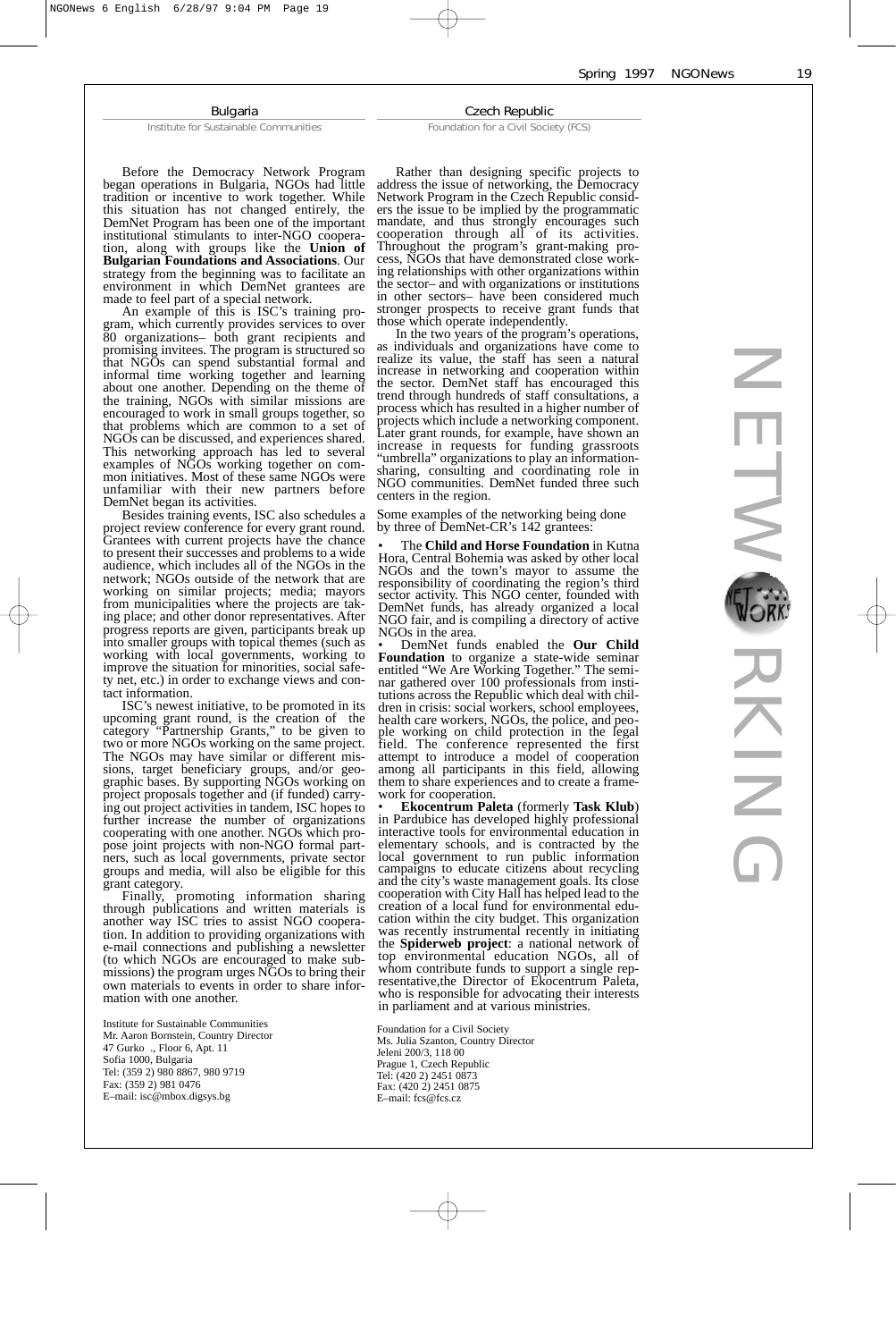## Bulgaria

### Institute for Sustainable Communities

Before the Democracy Network Program began operations in Bulgaria, NGOs had little tradition or incentive to work together. While this situation has not changed entirely, the DemNet Program has been one of the important institutional stimulants to inter-NGO cooperation, along with groups like the **Union of Bulgarian Foundations and Associations**. Our strategy from the beginning was to facilitate an environment in which DemNet grantees are made to feel part of a special network.

An example of this is ISC's training program, which currently provides services to over 80 organizations– both grant recipients and promising invitees. The program is structured so that NGOs can spend substantial formal and informal time working together and learning about one another. Depending on the theme of the training, NGOs with similar missions are encouraged to work in small groups together, so that problems which are common to a set of NGOs can be discussed, and experiences shared. This networking approach has led to several examples of NGOs working together on common initiatives. Most of these same NGOs were unfamiliar with their new partners before DemNet began its activities.

Besides training events, ISC also schedules a project review conference for every grant round. Grantees with current projects have the chance to present their successes and problems to a wide audience, which includes all of the NGOs in the network; NGOs outside of the network that are working on similar projects; media; mayors from municipalities where the projects are taking place; and other donor representatives. After progress reports are given, participants break up into smaller groups with topical themes (such as working with local governments, working to improve the situation for minorities, social safety net, etc.) in order to exchange views and contact information.

ISC's newest initiative, to be promoted in its upcoming grant round, is the creation of the category "Partnership Grants," to be given to two or more NGOs working on the same project. The NGOs may have similar or different missions, target beneficiary groups, and/or geographic bases. By supporting NGOs working on project proposals together and (if funded) carrying out project activities in tandem, ISC hopes to further increase the number of organizations cooperating with one another. NGOs which propose joint projects with non-NGO formal partners, such as local governments, private sector groups and media, will also be eligible for this grant category.

Finally, promoting information sharing through publications and written materials is another way ISC tries to assist NGO cooperation. In addition to providing organizations with e-mail connections and publishing a newsletter (to which NGOs are encouraged to make submissions) the program urges NGOs to bring their own materials to events in order to share information with one another.

Institute for Sustainable Communities
Mr. Aaron Bornstein, Country Director
47 Gurko ., Floor 6, Apt. 11
Sofia 1000, Bulgaria
Tel: (359 2) 980 8867, 980 9719
Fax: (359 2) 981 0476
E–mail: isc@mbox.digsys.bg

## Czech Republic

### Foundation for a Civil Society (FCS)

Rather than designing specific projects to address the issue of networking, the Democracy Network Program in the Czech Republic considers the issue to be implied by the programmatic mandate, and thus strongly encourages such cooperation through all of its activities. Throughout the program's grant-making process, NGOs that have demonstrated close working relationships with other organizations within the sector– and with organizations or institutions in other sectors– have been considered much stronger prospects to receive grant funds that those which operate independently.

In the two years of the program's operations, as individuals and organizations have come to realize its value, the staff has seen a natural increase in networking and cooperation within the sector. DemNet staff has encouraged this trend through hundreds of staff consultations, a process which has resulted in a higher number of projects which include a networking component. Later grant rounds, for example, have shown an increase in requests for funding grassroots "umbrella" organizations to play an information-sharing, consulting and coordinating role in NGO communities. DemNet funded three such centers in the region.

Some examples of the networking being done by three of DemNet-CR's 142 grantees:

- The **Child and Horse Foundation** in Kutna Hora, Central Bohemia was asked by other local NGOs and the town's mayor to assume the responsibility of coordinating the region's third sector activity. This NGO center, founded with DemNet funds, has already organized a local NGO fair, and is compiling a directory of active NGOs in the area.
- DemNet funds enabled the **Our Child Foundation** to organize a state-wide seminar entitled "We Are Working Together." The seminar gathered over 100 professionals from institutions across the Republic which deal with children in crisis: social workers, school employees, health care workers, NGOs, the police, and people working on child protection in the legal field. The conference represented the first attempt to introduce a model of cooperation among all participants in this field, allowing them to share experiences and to create a framework for cooperation.
- **Ekocentrum Paleta** (formerly **Task Klub**) in Pardubice has developed highly professional interactive tools for environmental education in elementary schools, and is contracted by the local government to run public information campaigns to educate citizens about recycling and the city's waste management goals. Its close cooperation with City Hall has helped lead to the creation of a local fund for environmental education within the city budget. This organization was recently instrumental recently in initiating the **Spiderweb project**: a national network of top environmental education NGOs, all of whom contribute funds to support a single representative,the Director of Ekocentrum Paleta, who is responsible for advocating their interests in parliament and at various ministries.

Foundation for a Civil Society
Ms. Julia Szanton, Country Director
Jeleni 200/3, 118 00
Prague 1, Czech Republic
Tel: (420 2) 2451 0873
Fax: (420 2) 2451 0875
E–mail: fcs@fcs.cz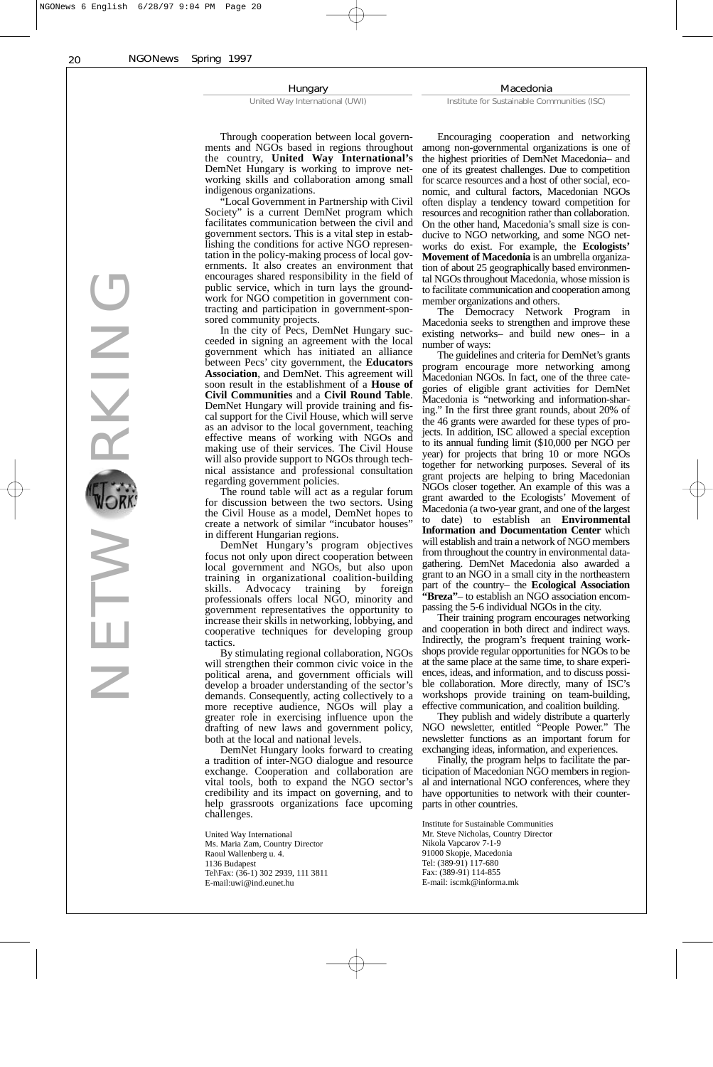## Hungary

United Way International (UWI)

Through cooperation between local governments and NGOs based in regions throughout the country, **United Way International's** DemNet Hungary is working to improve networking skills and collaboration among small indigenous organizations.

"Local Government in Partnership with Civil Society" is a current DemNet program which facilitates communication between the civil and government sectors. This is a vital step in establishing the conditions for active NGO representation in the policy-making process of local governments. It also creates an environment that encourages shared responsibility in the field of public service, which in turn lays the groundwork for NGO competition in government contracting and participation in government-sponsored community projects.

In the city of Pecs, DemNet Hungary succeeded in signing an agreement with the local government which has initiated an alliance between Pecs' city government, the **Educators Association**, and DemNet. This agreement will soon result in the establishment of a **House of Civil Communities** and a **Civil Round Table**. DemNet Hungary will provide training and fiscal support for the Civil House, which will serve as an advisor to the local government, teaching effective means of working with NGOs and making use of their services. The Civil House will also provide support to NGOs through technical assistance and professional consultation regarding government policies.

The round table will act as a regular forum for discussion between the two sectors. Using the Civil House as a model, DemNet hopes to create a network of similar "incubator houses" in different Hungarian regions.

DemNet Hungary's program objectives focus not only upon direct cooperation between local government and NGOs, but also upon training in organizational coalition-building skills. Advocacy training by foreign professionals offers local NGO, minority and government representatives the opportunity to increase their skills in networking, lobbying, and cooperative techniques for developing group tactics.

By stimulating regional collaboration, NGOs will strengthen their common civic voice in the political arena, and government officials will develop a broader understanding of the sector's demands. Consequently, acting collectively to a more receptive audience, NGOs will play a greater role in exercising influence upon the drafting of new laws and government policy, both at the local and national levels.

DemNet Hungary looks forward to creating a tradition of inter-NGO dialogue and resource exchange. Cooperation and collaboration are vital tools, both to expand the NGO sector's credibility and its impact on governing, and to help grassroots organizations face upcoming challenges.

United Way International
Ms. Maria Zam, Country Director
Raoul Wallenberg u. 4.
1136 Budapest
Tel\Fax: (36-1) 302 2939, 111 3811
E-mail:uwi@ind.eunet.hu

## Macedonia

Institute for Sustainable Communities (ISC)

Encouraging cooperation and networking among non-governmental organizations is one of the highest priorities of DemNet Macedonia– and one of its greatest challenges. Due to competition for scarce resources and a host of other social, economic, and cultural factors, Macedonian NGOs often display a tendency toward competition for resources and recognition rather than collaboration. On the other hand, Macedonia's small size is conducive to NGO networking, and some NGO networks do exist. For example, the **Ecologists' Movement of Macedonia** is an umbrella organization of about 25 geographically based environmental NGOs throughout Macedonia, whose mission is to facilitate communication and cooperation among member organizations and others.

The Democracy Network Program in Macedonia seeks to strengthen and improve these existing networks– and build new ones– in a number of ways:

The guidelines and criteria for DemNet's grants program encourage more networking among Macedonian NGOs. In fact, one of the three categories of eligible grant activities for DemNet Macedonia is "networking and information-sharing." In the first three grant rounds, about 20% of the 46 grants were awarded for these types of projects. In addition, ISC allowed a special exception to its annual funding limit ($10,000 per NGO per year) for projects that bring 10 or more NGOs together for networking purposes. Several of its grant projects are helping to bring Macedonian NGOs closer together. An example of this was a grant awarded to the Ecologists' Movement of Macedonia (a two-year grant, and one of the largest to date) to establish an **Environmental Information and Documentation Center** which will establish and train a network of NGO members from throughout the country in environmental data-gathering. DemNet Macedonia also awarded a grant to an NGO in a small city in the northeastern part of the country– the **Ecological Association "Breza"**– to establish an NGO association encompassing the 5-6 individual NGOs in the city.

Their training program encourages networking and cooperation in both direct and indirect ways. Indirectly, the program's frequent training workshops provide regular opportunities for NGOs to be at the same place at the same time, to share experiences, ideas, and information, and to discuss possible collaboration. More directly, many of ISC's workshops provide training on team-building, effective communication, and coalition building.

They publish and widely distribute a quarterly NGO newsletter, entitled "People Power." The newsletter functions as an important forum for exchanging ideas, information, and experiences.

Finally, the program helps to facilitate the participation of Macedonian NGO members in regional and international NGO conferences, where they have opportunities to network with their counterparts in other countries.

Institute for Sustainable Communities
Mr. Steve Nicholas, Country Director
Nikola Vapcarov 7-1-9
91000 Skopje, Macedonia
Tel: (389-91) 117-680
Fax: (389-91) 114-855
E-mail: iscmk@informa.mk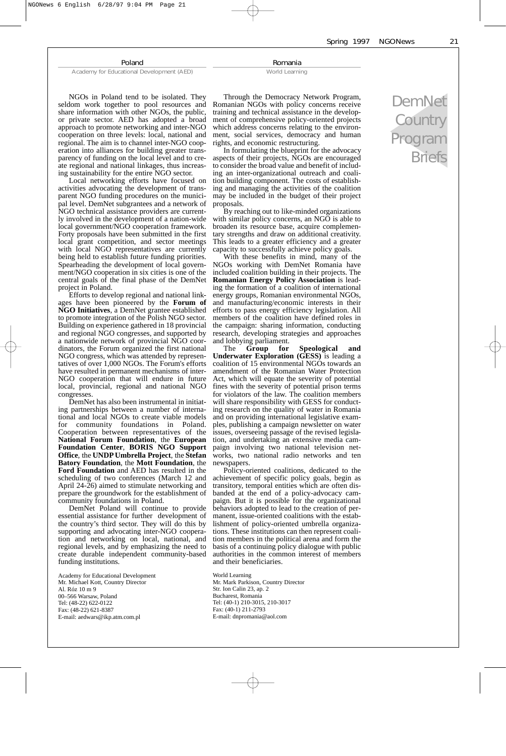# DemNet Country Program Briefs

## Poland

### Academy for Educational Development (AED)

NGOs in Poland tend to be isolated. They seldom work together to pool resources and share information with other NGOs, the public, or private sector. AED has adopted a broad approach to promote networking and inter-NGO cooperation on three levels: local, national and regional. The aim is to channel inter-NGO cooperation into alliances for building greater transparency of funding on the local level and to create regional and national linkages, thus increasing sustainability for the entire NGO sector.

Local networking efforts have focused on activities advocating the development of transparent NGO funding procedures on the municipal level. DemNet subgrantees and a network of NGO technical assistance providers are currently involved in the development of a nation-wide local government/NGO cooperation framework. Forty proposals have been submitted in the first local grant competition, and sector meetings with local NGO representatives are currently being held to establish future funding priorities. Spearheading the development of local government/NGO cooperation in six cities is one of the central goals of the final phase of the DemNet project in Poland.

Efforts to develop regional and national linkages have been pioneered by the **Forum of NGO Initiatives**, a DemNet grantee established to promote integration of the Polish NGO sector. Building on experience gathered in 18 provincial and regional NGO congresses, and supported by a nationwide network of provincial NGO coordinators, the Forum organized the first national NGO congress, which was attended by representatives of over 1,000 NGOs. The Forum's efforts have resulted in permanent mechanisms of inter-NGO cooperation that will endure in future local, provincial, regional and national NGO congresses.

DemNet has also been instrumental in initiating partnerships between a number of international and local NGOs to create viable models for community foundations in Poland. Cooperation between representatives of the **National Forum Foundation**, the **European Foundation Center**, **BORIS NGO Support Office**, the **UNDP Umbrella Project**, the **Stefan Batory Foundation**, the **Mott Foundation**, the **Ford Foundation** and AED has resulted in the scheduling of two conferences (March 12 and April 24-26) aimed to stimulate networking and prepare the groundwork for the establishment of community foundations in Poland.

DemNet Poland will continue to provide essential assistance for further development of the country's third sector. They will do this by supporting and advocating inter-NGO cooperation and networking on local, national, and regional levels, and by emphasizing the need to create durable independent community-based funding institutions.

Academy for Educational Development  
Mr. Michael Kott, Country Director  
Al. Róż 10 m 9  
00–566 Warsaw, Poland  
Tel: (48-22) 622-0122  
Fax: (48-22) 621-8387  
E-mail: aedwars@ikp.atm.com.pl

## Romania

### World Learning

Through the Democracy Network Program, Romanian NGOs with policy concerns receive training and technical assistance in the development of comprehensive policy-oriented projects which address concerns relating to the environment, social services, democracy and human rights, and economic restructuring.

In formulating the blueprint for the advocacy aspects of their projects, NGOs are encouraged to consider the broad value and benefit of including an inter-organizational outreach and coalition building component. The costs of establishing and managing the activities of the coalition may be included in the budget of their project proposals.

By reaching out to like-minded organizations with similar policy concerns, an NGO is able to broaden its resource base, acquire complementary strengths and draw on additional creativity. This leads to a greater efficiency and a greater capacity to successfully achieve policy goals.

With these benefits in mind, many of the NGOs working with DemNet Romania have included coalition building in their projects. The **Romanian Energy Policy Association** is leading the formation of a coalition of international energy groups, Romanian environmental NGOs, and manufacturing/economic interests in their efforts to pass energy efficiency legislation. All members of the coalition have defined roles in the campaign: sharing information, conducting research, developing strategies and approaches and lobbying parliament.

The **Group for Speological and Underwater Exploration (GESS)** is leading a coalition of 15 environmental NGOs towards an amendment of the Romanian Water Protection Act, which will equate the severity of potential fines with the severity of potential prison terms for violators of the law. The coalition members will share responsibility with GESS for conducting research on the quality of water in Romania and on providing international legislative examples, publishing a campaign newsletter on water issues, overseeing passage of the revised legislation, and undertaking an extensive media campaign involving two national television networks, two national radio networks and ten newspapers.

Policy-oriented coalitions, dedicated to the achievement of specific policy goals, begin as transitory, temporal entities which are often disbanded at the end of a policy-advocacy campaign. But it is possible for the organizational behaviors adopted to lead to the creation of permanent, issue-oriented coalitions with the establishment of policy-oriented umbrella organizations. These institutions can then represent coalition members in the political arena and form the basis of a continuing policy dialogue with public authorities in the common interest of members and their beneficiaries.

World Learning  
Mr. Mark Parkison, Country Director  
Str. Ion Calin 23, ap. 2  
Bucharest, Romania  
Tel: (40-1) 210-3015, 210-3017  
Fax: (40-1) 211-2793  
E-mail: dnpromania@aol.com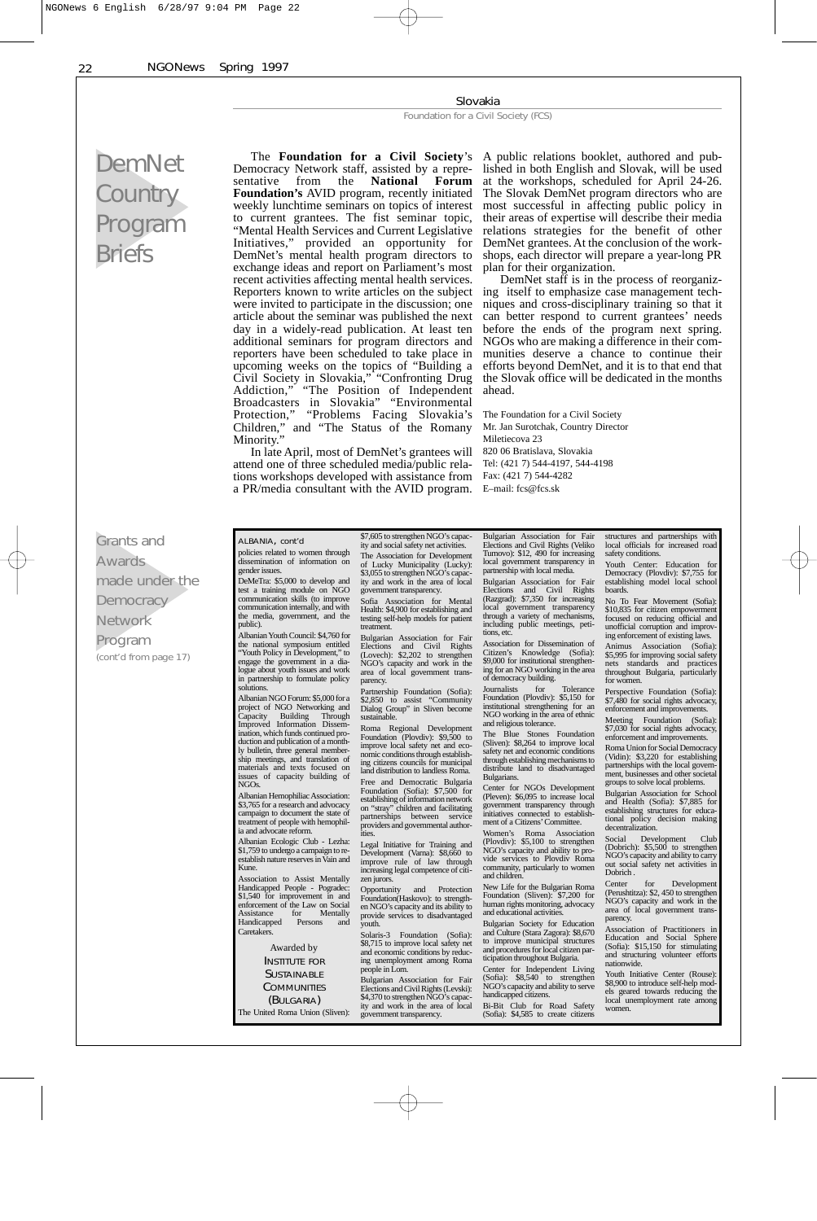# DemNet Country Program Briefs

## Slovakia

### Foundation for a Civil Society (FCS)

The **Foundation for a Civil Society**'s Democracy Network staff, assisted by a representative from the **National Forum Foundation's** AVID program, recently initiated weekly lunchtime seminars on topics of interest to current grantees. The fist seminar topic, "Mental Health Services and Current Legislative Initiatives," provided an opportunity for DemNet's mental health program directors to exchange ideas and report on Parliament's most recent activities affecting mental health services. Reporters known to write articles on the subject were invited to participate in the discussion; one article about the seminar was published the next day in a widely-read publication. At least ten additional seminars for program directors and reporters have been scheduled to take place in upcoming weeks on the topics of "Building a Civil Society in Slovakia," "Confronting Drug Addiction," "The Position of Independent Broadcasters in Slovakia" "Environmental Protection," "Problems Facing Slovakia's Children," and "The Status of the Romany Minority."

In late April, most of DemNet's grantees will attend one of three scheduled media/public relations workshops developed with assistance from a PR/media consultant with the AVID program. A public relations booklet, authored and published in both English and Slovak, will be used at the workshops, scheduled for April 24-26. The Slovak DemNet program directors who are most successful in affecting public policy in their areas of expertise will describe their media relations strategies for the benefit of other DemNet grantees. At the conclusion of the workshops, each director will prepare a year-long PR plan for their organization.

DemNet staff is in the process of reorganizing itself to emphasize case management techniques and cross-disciplinary training so that it can better respond to current grantees' needs before the ends of the program next spring. NGOs who are making a difference in their communities deserve a chance to continue their efforts beyond DemNet, and it is to that end that the Slovak office will be dedicated in the months ahead.

The Foundation for a Civil Society
Mr. Jan Surotchak, Country Director
Miletiecova 23
820 06 Bratislava, Slovakia
Tel: (421 7) 544-4197, 544-4198
Fax: (421 7) 544-4282
E–mail: fcs@fcs.sk

# Grants and Awards made under the Democracy Network Program

(cont'd from page 17)

ALBANIA, cont'd

policies related to women through dissemination of information on gender issues.

DeMeTra: $5,000 to develop and test a training module on NGO communication skills (to improve communication internally, and with the media, government, and the public).

Albanian Youth Council: $4,760 for the national symposium entitled "Youth Policy in Development," to engage the government in a dialogue about youth issues and work in partnership to formulate policy solutions.

Albanian NGO Forum: $5,000 for a project of NGO Networking and Capacity Building Through Improved Information Dissemination, which funds continued production and publication of a monthly bulletin, three general membership meetings, and translation of materials and texts focused on issues of capacity building of NGOs.

Albanian Hemophiliac Association: $3,765 for a research and advocacy campaign to document the state of treatment of people with hemophilia and advocate reform.

Albanian Ecologic Club - Lezha: $1,759 to undergo a campaign to re-establish nature reserves in Vain and Kune.

Association to Assist Mentally Handicapped People - Pogradec: $1,540 for improvement in and enforcement of the Law on Social Assistance for Mentally Handicapped Persons and Caretakers.

Awarded by
INSTITUTE FOR SUSTAINABLE COMMUNITIES (BULGARIA)

The United Roma Union (Sliven): $7,605 to strengthen NGO's capacity and social safety net activities.

The Association for Development of Lucky Municipality (Lucky): $3,055 to strengthen NGO's capacity and work in the area of local government transparency.

Sofia Association for Mental Health: $4,900 for establishing and testing self-help models for patient treatment.

Bulgarian Association for Fair Elections and Civil Rights (Lovech): $2,202 to strengthen NGO's capacity and work in the area of local government transparency.

Partnership Foundation (Sofia): $2,850 to assist "Community Dialog Group" in Sliven become sustainable.

Roma Regional Development Foundation (Plovdiv): $9,500 to improve local safety net and economic conditions through establishing citizens councils for municipal land distribution to landless Roma.

Free and Democratic Bulgaria Foundation (Sofia): $7,500 for establishing of information network on "stray" children and facilitating partnerships between service providers and governmental authorities.

Legal Initiative for Training and Development (Varna): $8,660 to improve rule of law through increasing legal competence of citizen jurors.

Opportunity and Protection Foundation(Haskovo): to strengthen NGO's capacity and its ability to provide services to disadvantaged youth.

Solaris-3 Foundation (Sofia): $8,715 to improve local safety net and economic conditions by reducing unemployment among Roma people in Lom.

Bulgarian Association for Fair Elections and Civil Rights (Levski): $4,370 to strengthen NGO's capacity and work in the area of local government transparency.

Bulgarian Association for Fair Elections and Civil Rights (Veliko Turnovo): $12, 490 for increasing local government transparency in partnership with local media.

Bulgarian Association for Fair Elections and Civil Rights (Razgrad): $7,350 for increasing local government transparency through a variety of mechanisms, including public meetings, petitions, etc.

Association for Dissemination of Citizen's Knowledge (Sofia): $9,000 for institutional strengthening for an NGO working in the area of democracy building.

Journalists for Tolerance Foundation (Plovdiv): $5,150 for institutional strengthening for an NGO working in the area of ethnic and religious tolerance.

The Blue Stones Foundation (Sliven): $8,264 to improve local safety net and economic conditions through establishing mechanisms to distribute land to disadvantaged Bulgarians.

Center for NGOs Development (Pleven): $6,095 to increase local government transparency through initiatives connected to establishment of a Citizens' Committee.

Women's Roma Association (Plovdiv): $5,100 to strengthen NGO's capacity and ability to provide services to Plovdiv Roma community, particularly to women and children.

New Life for the Bulgarian Roma Foundation (Sliven): $7,200 for human rights monitoring, advocacy and educational activities.

Bulgarian Society for Education and Culture (Stara Zagora): $8,670 to improve municipal structures and procedures for local citizen participation throughout Bulgaria.

Center for Independent Living (Sofia): $8,540 to strengthen NGO's capacity and ability to serve handicapped citizens.

Bi-Bit Club for Road Safety (Sofia): $4,585 to create citizens structures and partnerships with local officials for increased road safety conditions.

Youth Center: Education for Democracy (Plovdiv): $7,755 for establishing model local school boards.

No To Fear Movement (Sofia): $10,835 for citizen empowerment focused on reducing official and unofficial corruption and improving enforcement of existing laws.

Animus Association (Sofia): $5,995 for improving social safety nets standards and practices throughout Bulgaria, particularly for women.

Perspective Foundation (Sofia): $7,480 for social rights advocacy, enforcement and improvements.

Meeting Foundation (Sofia): $7,030 for social rights advocacy, enforcement and improvements.

Roma Union for Social Democracy (Vidin): $3,220 for establishing partnerships with the local government, businesses and other societal groups to solve local problems.

Bulgarian Association for School and Health (Sofia): $7,885 for establishing structures for educational policy decision making decentralization.

Social Development Club (Dobrich): $5,500 to strengthen NGO's capacity and ability to carry out social safety net activities in Dobrich .

Center for Development (Perushtitza): $2, 450 to strengthen NGO's capacity and work in the area of local government transparency.

Association of Practitioners in Education and Social Sphere (Sofia): $15,150 for stimulating and structuring volunteer efforts nationwide.

Youth Initiative Center (Rouse): $8,900 to introduce self-help models geared towards reducing the local unemployment rate among women.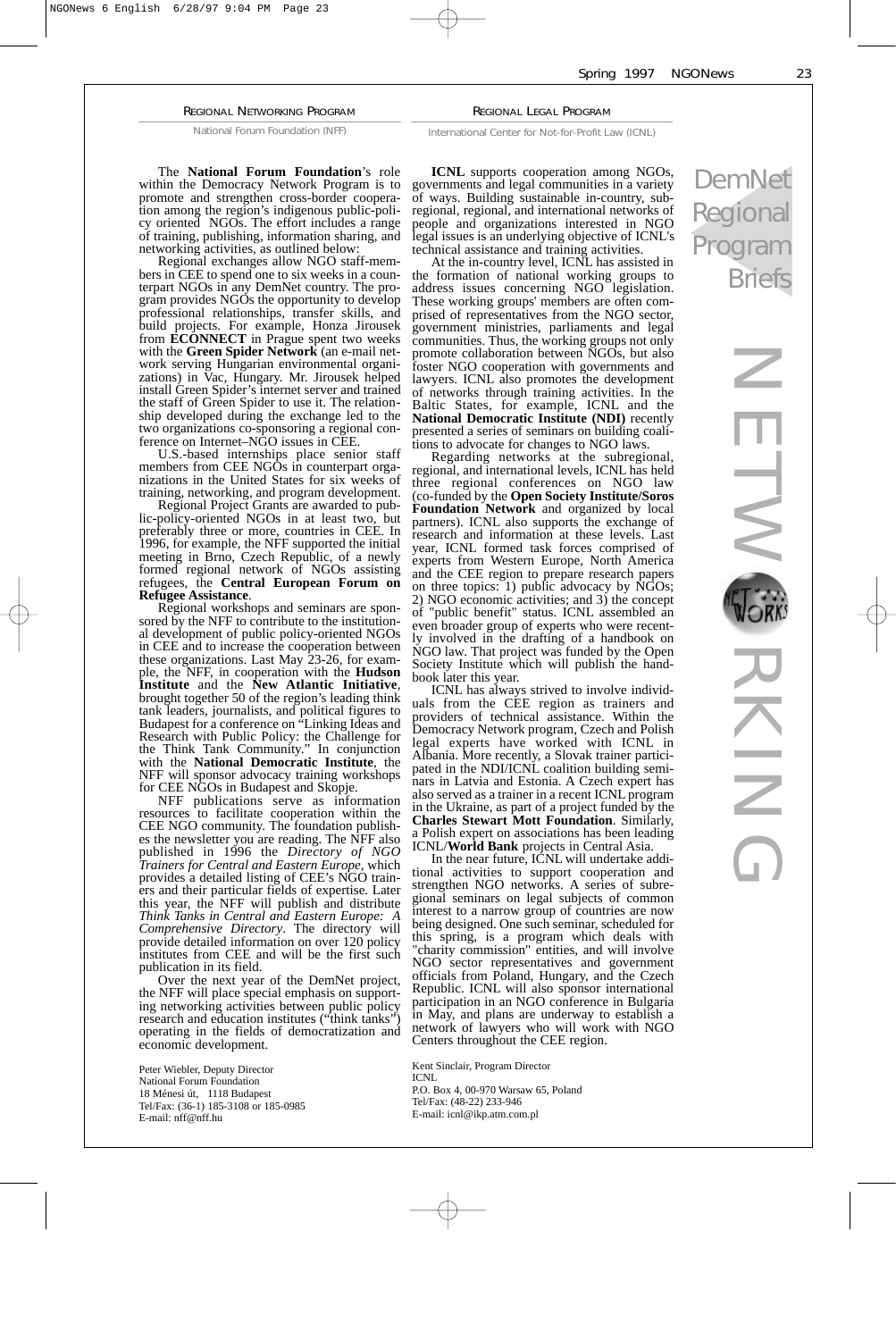# DemNet Regional Program Briefs

# NETWORKING

## Regional Networking Program

National Forum Foundation (NFF)

The **National Forum Foundation**'s role within the Democracy Network Program is to promote and strengthen cross-border cooperation among the region's indigenous public-policy oriented NGOs. The effort includes a range of training, publishing, information sharing, and networking activities, as outlined below:

Regional exchanges allow NGO staff-members in CEE to spend one to six weeks in a counterpart NGOs in any DemNet country. The program provides NGOs the opportunity to develop professional relationships, transfer skills, and build projects. For example, Honza Jirousek from **ECONNECT** in Prague spent two weeks with the **Green Spider Network** (an e-mail network serving Hungarian environmental organizations) in Vac, Hungary. Mr. Jirousek helped install Green Spider's internet server and trained the staff of Green Spider to use it. The relationship developed during the exchange led to the two organizations co-sponsoring a regional conference on Internet–NGO issues in CEE.

U.S.-based internships place senior staff members from CEE NGOs in counterpart organizations in the United States for six weeks of training, networking, and program development.

Regional Project Grants are awarded to public-policy-oriented NGOs in at least two, but preferably three or more, countries in CEE. In 1996, for example, the NFF supported the initial meeting in Brno, Czech Republic, of a newly formed regional network of NGOs assisting refugees, the **Central European Forum on Refugee Assistance**.

Regional workshops and seminars are sponsored by the NFF to contribute to the institutional development of public policy-oriented NGOs in CEE and to increase the cooperation between these organizations. Last May 23-26, for example, the NFF, in cooperation with the **Hudson Institute** and the **New Atlantic Initiative**, brought together 50 of the region's leading think tank leaders, journalists, and political figures to Budapest for a conference on "Linking Ideas and Research with Public Policy: the Challenge for the Think Tank Community." In conjunction with the **National Democratic Institute**, the NFF will sponsor advocacy training workshops for CEE NGOs in Budapest and Skopje.

NFF publications serve as information resources to facilitate cooperation within the CEE NGO community. The foundation publishes the newsletter you are reading. The NFF also published in 1996 the *Directory of NGO Trainers for Central and Eastern Europe*, which provides a detailed listing of CEE's NGO trainers and their particular fields of expertise. Later this year, the NFF will publish and distribute *Think Tanks in Central and Eastern Europe: A Comprehensive Directory*. The directory will provide detailed information on over 120 policy institutes from CEE and will be the first such publication in its field.

Over the next year of the DemNet project, the NFF will place special emphasis on supporting networking activities between public policy research and education institutes ("think tanks") operating in the fields of democratization and economic development.

Peter Wiebler, Deputy Director
National Forum Foundation
18 Ménesi út, 1118 Budapest
Tel/Fax: (36-1) 185-3108 or 185-0985
E-mail: nff@nff.hu

## Regional Legal Program

International Center for Not-for-Profit Law (ICNL)

**ICNL** supports cooperation among NGOs, governments and legal communities in a variety of ways. Building sustainable in-country, subregional, regional, and international networks of people and organizations interested in NGO legal issues is an underlying objective of ICNL's technical assistance and training activities.

At the in-country level, ICNL has assisted in the formation of national working groups to address issues concerning NGO legislation. These working groups' members are often comprised of representatives from the NGO sector, government ministries, parliaments and legal communities. Thus, the working groups not only promote collaboration between NGOs, but also foster NGO cooperation with governments and lawyers. ICNL also promotes the development of networks through training activities. In the Baltic States, for example, ICNL and the **National Democratic Institute (NDI)** recently presented a series of seminars on building coalitions to advocate for changes to NGO laws.

Regarding networks at the subregional, regional, and international levels, ICNL has held three regional conferences on NGO law (co-funded by the **Open Society Institute/Soros Foundation Network** and organized by local partners). ICNL also supports the exchange of research and information at these levels. Last year, ICNL formed task forces comprised of experts from Western Europe, North America and the CEE region to prepare research papers on three topics: 1) public advocacy by NGOs; 2) NGO economic activities; and 3) the concept of "public benefit" status. ICNL assembled an even broader group of experts who were recently involved in the drafting of a handbook on NGO law. That project was funded by the Open Society Institute which will publish the handbook later this year.

ICNL has always strived to involve individuals from the CEE region as trainers and providers of technical assistance. Within the Democracy Network program, Czech and Polish legal experts have worked with ICNL in Albania. More recently, a Slovak trainer participated in the NDI/ICNL coalition building seminars in Latvia and Estonia. A Czech expert has also served as a trainer in a recent ICNL program in the Ukraine, as part of a project funded by the **Charles Stewart Mott Foundation**. Similarly, a Polish expert on associations has been leading ICNL/**World Bank** projects in Central Asia.

In the near future, ICNL will undertake additional activities to support cooperation and strengthen NGO networks. A series of subregional seminars on legal subjects of common interest to a narrow group of countries are now being designed. One such seminar, scheduled for this spring, is a program which deals with "charity commission" entities, and will involve NGO sector representatives and government officials from Poland, Hungary, and the Czech Republic. ICNL will also sponsor international participation in an NGO conference in Bulgaria in May, and plans are underway to establish a network of lawyers who will work with NGO Centers throughout the CEE region.

Kent Sinclair, Program Director
ICNL
P.O. Box 4, 00-970 Warsaw 65, Poland
Tel/Fax: (48-22) 233-946
E-mail: icnl@ikp.atm.com.pl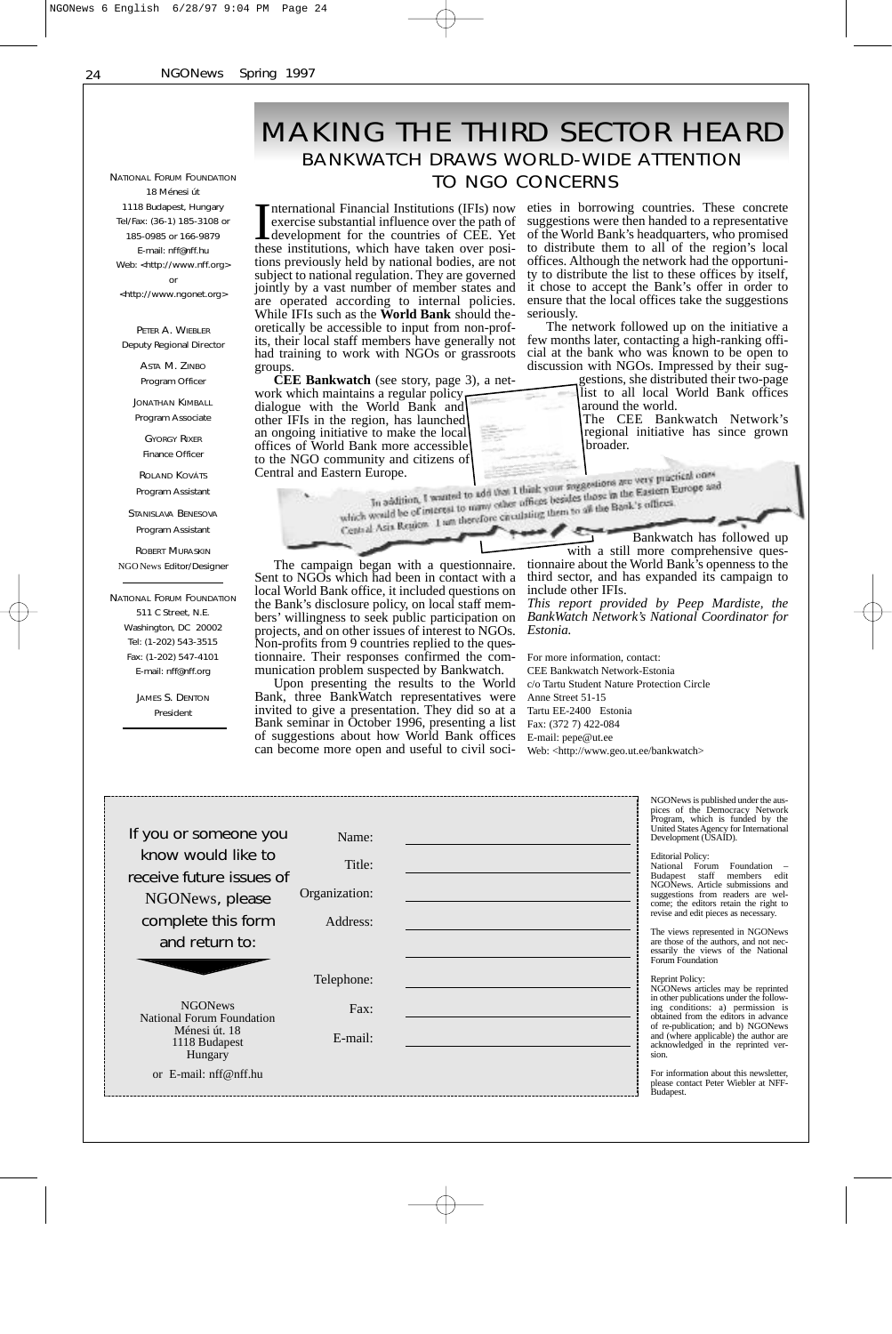# MAKING THE THIRD SECTOR HEARD

## BANKWATCH DRAWS WORLD-WIDE ATTENTION TO NGO CONCERNS

International Financial Institutions (IFIs) now exercise substantial influence over the path of development for the countries of CEE. Yet these institutions, which have taken over positions previously held by national bodies, are not subject to national regulation. They are governed jointly by a vast number of member states and are operated according to internal policies. While IFIs such as the **World Bank** should theoretically be accessible to input from non-profits, their local staff members have generally not had training to work with NGOs or grassroots groups.

**CEE Bankwatch** (see story, page 3), a network which maintains a regular policy dialogue with the World Bank and other IFIs in the region, has launched an ongoing initiative to make the local offices of World Bank more accessible to the NGO community and citizens of Central and Eastern Europe.

In addition, I wanted to add that I think your suggestions are very practical ones which would be of interest to many other offices besides those in the Eastern Europe and Central Asia Region. I am therefore circulating them to all the Bank's offices.

The campaign began with a questionnaire. Sent to NGOs which had been in contact with a local World Bank office, it included questions on the Bank's disclosure policy, on local staff members' willingness to seek public participation on projects, and on other issues of interest to NGOs. Non-profits from 9 countries replied to the questionnaire. Their responses confirmed the communication problem suspected by Bankwatch.

Upon presenting the results to the World Bank, three BankWatch representatives were invited to give a presentation. They did so at a Bank seminar in October 1996, presenting a list of suggestions about how World Bank offices can become more open and useful to civil societies in borrowing countries. These concrete suggestions were then handed to a representative of the World Bank's headquarters, who promised to distribute them to all of the region's local offices. Although the network had the opportunity to distribute the list to these offices by itself, it chose to accept the Bank's offer in order to ensure that the local offices take the suggestions seriously.

The network followed up on the initiative a few months later, contacting a high-ranking official at the bank who was known to be open to discussion with NGOs. Impressed by their suggestions, she distributed their two-page list to all local World Bank offices around the world.

The CEE Bankwatch Network's regional initiative has since grown broader. Bankwatch has followed up with a still more comprehensive questionnaire about the World Bank's openness to the third sector, and has expanded its campaign to include other IFIs.

*This report provided by Peep Mardiste, the BankWatch Network's National Coordinator for Estonia.*

For more information, contact:
CEE Bankwatch Network-Estonia
c/o Tartu Student Nature Protection Circle
Anne Street 51-15
Tartu EE-2400 Estonia
Fax: (372 7) 422-084
E-mail: pepe@ut.ee
Web: <http://www.geo.ut.ee/bankwatch>

---

NATIONAL FORUM FOUNDATION
18 Ménesi út
1118 Budapest, Hungary
Tel/Fax: (36-1) 185-3108 or 185-0985 or 166-9879
E-mail: nff@nff.hu
Web: <http://www.nff.org> or <http://www.ngonet.org>

PETER A. WIEBLER
Deputy Regional Director

ASTA M. ZINBO
Program Officer

JONATHAN KIMBALL
Program Associate

GYORGY RIXER
Finance Officer

ROLAND KOVÁTS
Program Assistant

STANISLAVA BENESOVA
Program Assistant

ROBERT MURASKIN
NGO News Editor/Designer

NATIONAL FORUM FOUNDATION
511 C Street, N.E.
Washington, DC 20002
Tel: (1-202) 543-3515
Fax: (1-202) 547-4101
E-mail: nff@nff.org

JAMES S. DENTON
President

---

If you or someone you know would like to receive future issues of NGONews, please complete this form and return to:

NGONews
National Forum Foundation
Ménesi út. 18
1118 Budapest
Hungary

or E-mail: nff@nff.hu

Name: ____________________

Title: ____________________

Organization: ____________________

Address: ____________________

____________________

Telephone: ____________________

Fax: ____________________

E-mail: ____________________

---

NGONews is published under the auspices of the Democracy Network Program, which is funded by the United States Agency for International Development (USAID).

Editorial Policy:
National Forum Foundation – Budapest staff members edit NGONews. Article submissions and suggestions from readers are welcome; the editors retain the right to revise and edit pieces as necessary.

The views represented in NGONews are those of the authors, and not necessarily the views of the National Forum Foundation

Reprint Policy:
NGONews articles may be reprinted in other publications under the following conditions: a) permission is obtained from the editors in advance of re-publication; and b) NGONews and (where applicable) the author are acknowledged in the reprinted version.

For information about this newsletter, please contact Peter Wiebler at NFF-Budapest.